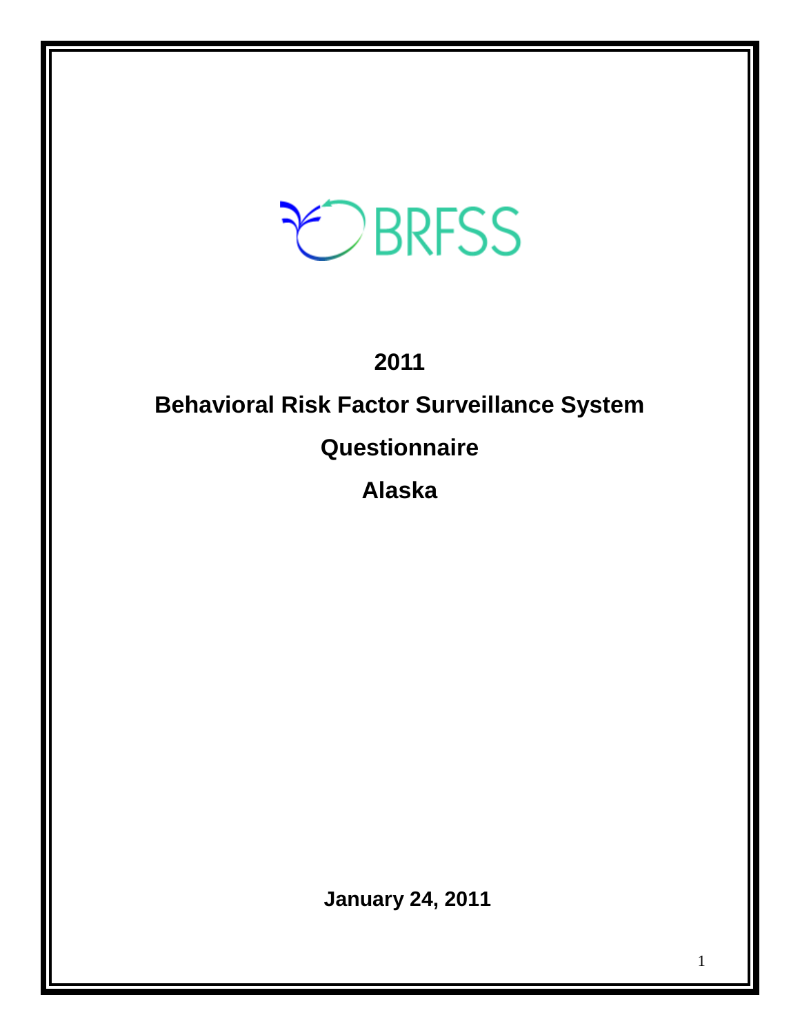BRFSS

# 2011

# Behavioral Risk Factor Surveillance System

# Questionnaire

# Alaska

**January 24, 2011**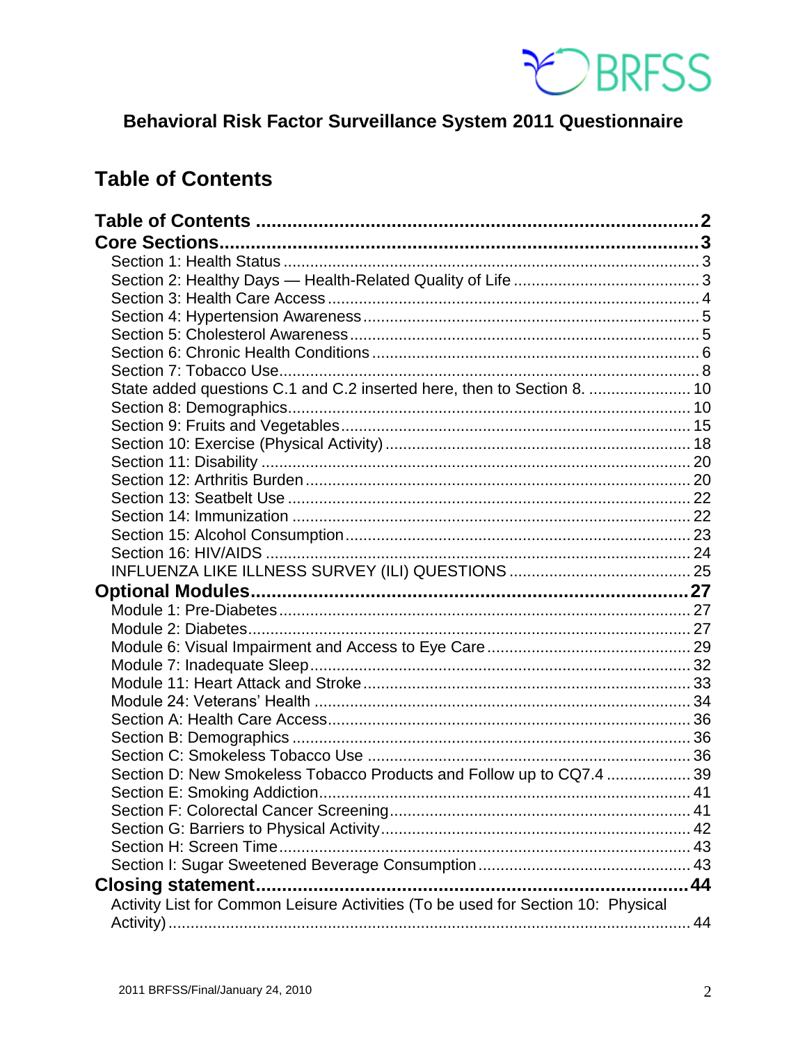BRFSS

**Behavioral Risk Factor Surveillance System 2011 Questionnaire**

## Table of Contents

**Table of Contents** .......... 2

**Core Sections** .......... 3

- Section 1: Health Status .......... 3
- Section 2: Healthy Days — Health-Related Quality of Life .......... 3
- Section 3: Health Care Access .......... 4
- Section 4: Hypertension Awareness .......... 5
- Section 5: Cholesterol Awareness .......... 5
- Section 6: Chronic Health Conditions .......... 6
- Section 7: Tobacco Use .......... 8
- State added questions C.1 and C.2 inserted here, then to Section 8. .......... 10
- Section 8: Demographics .......... 10
- Section 9: Fruits and Vegetables .......... 15
- Section 10: Exercise (Physical Activity) .......... 18
- Section 11: Disability .......... 20
- Section 12: Arthritis Burden .......... 20
- Section 13: Seatbelt Use .......... 22
- Section 14: Immunization .......... 22
- Section 15: Alcohol Consumption .......... 23
- Section 16: HIV/AIDS .......... 24
- INFLUENZA LIKE ILLNESS SURVEY (ILI) QUESTIONS .......... 25

**Optional Modules** .......... 27

- Module 1: Pre-Diabetes .......... 27
- Module 2: Diabetes .......... 27
- Module 6: Visual Impairment and Access to Eye Care .......... 29
- Module 7: Inadequate Sleep .......... 32
- Module 11: Heart Attack and Stroke .......... 33
- Module 24: Veterans' Health .......... 34
- Section A: Health Care Access .......... 36
- Section B: Demographics .......... 36
- Section C: Smokeless Tobacco Use .......... 36
- Section D: New Smokeless Tobacco Products and Follow up to CQ7.4 .......... 39
- Section E: Smoking Addiction .......... 41
- Section F: Colorectal Cancer Screening .......... 41
- Section G: Barriers to Physical Activity .......... 42
- Section H: Screen Time .......... 43
- Section I: Sugar Sweetened Beverage Consumption .......... 43

**Closing statement** .......... 44

- Activity List for Common Leisure Activities (To be used for Section 10: Physical Activity) .......... 44

2011 BRFSS/Final/January 24, 2010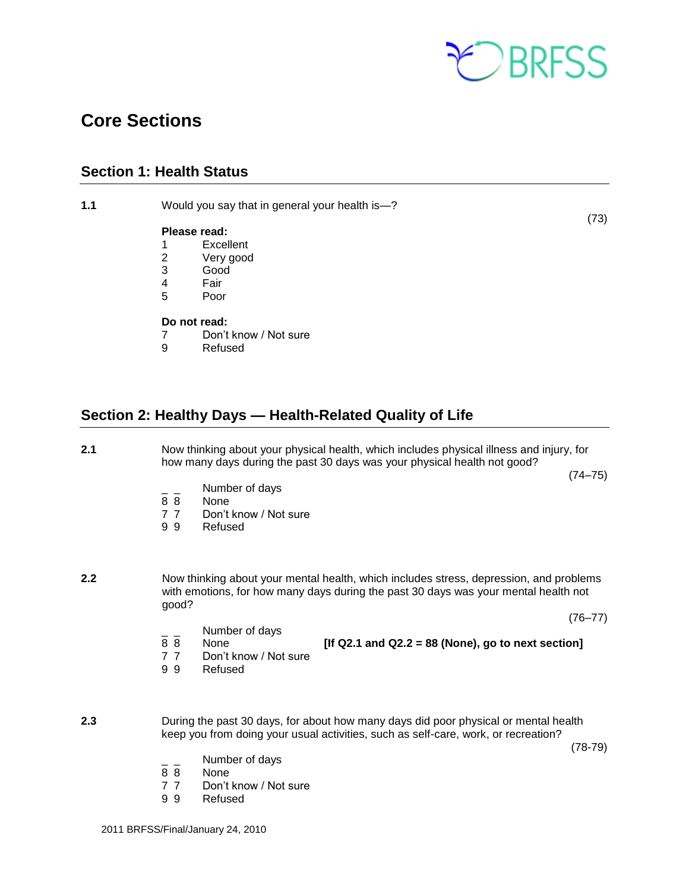# Core Sections

## Section 1: Health Status

**1.1** Would you say that in general your health is—? (73)

**Please read:**

1 Excellent
2 Very good
3 Good
4 Fair
5 Poor

**Do not read:**

7 Don't know / Not sure
9 Refused

## Section 2: Healthy Days — Health-Related Quality of Life

**2.1** Now thinking about your physical health, which includes physical illness and injury, for how many days during the past 30 days was your physical health not good? (74–75)

_ _ Number of days
8 8 None
7 7 Don't know / Not sure
9 9 Refused

**2.2** Now thinking about your mental health, which includes stress, depression, and problems with emotions, for how many days during the past 30 days was your mental health not good? (76–77)

_ _ Number of days
8 8 None **[If Q2.1 and Q2.2 = 88 (None), go to next section]**
7 7 Don't know / Not sure
9 9 Refused

**2.3** During the past 30 days, for about how many days did poor physical or mental health keep you from doing your usual activities, such as self-care, work, or recreation? (78-79)

_ _ Number of days
8 8 None
7 7 Don't know / Not sure
9 9 Refused

2011 BRFSS/Final/January 24, 2010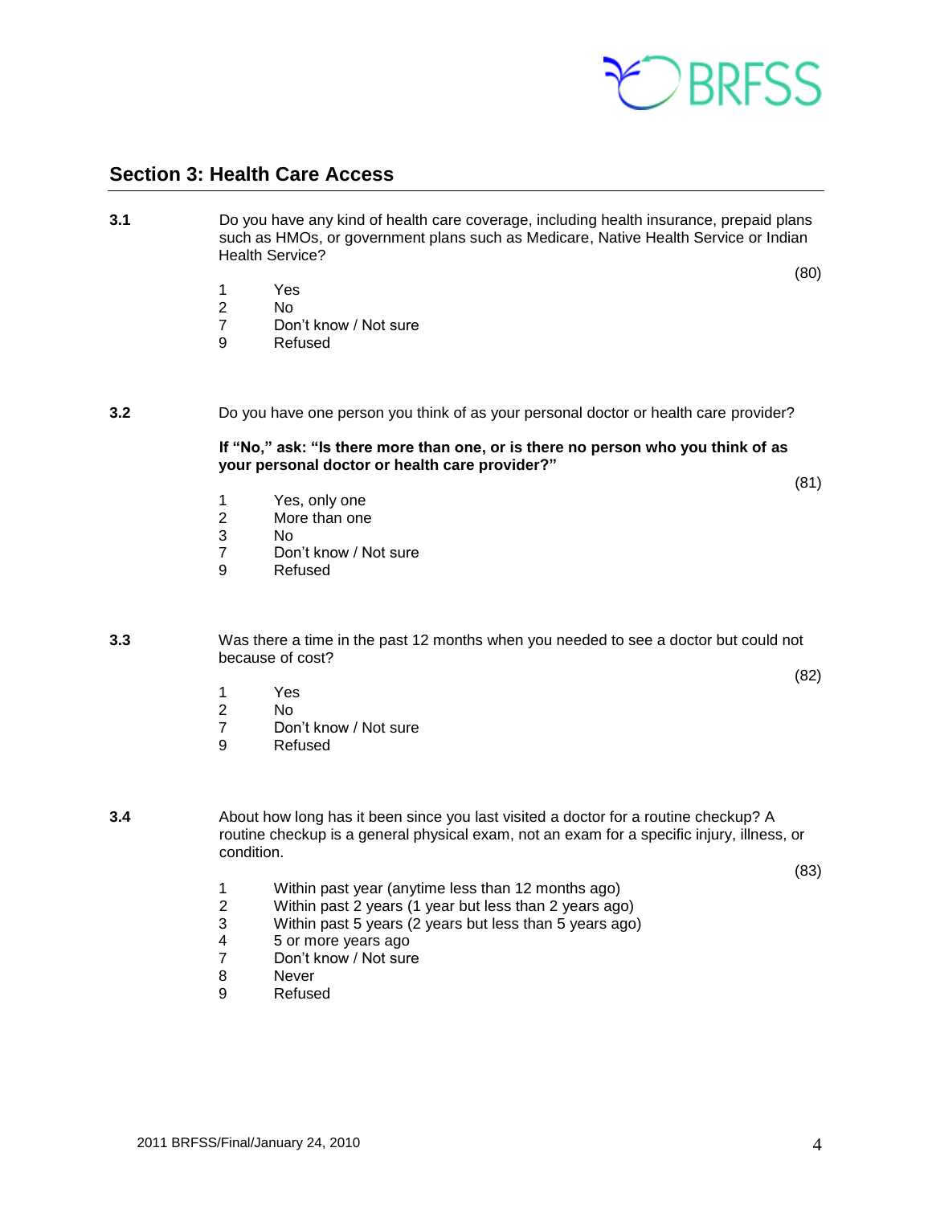## Section 3: Health Care Access

**3.1** Do you have any kind of health care coverage, including health insurance, prepaid plans such as HMOs, or government plans such as Medicare, Native Health Service or Indian Health Service?

(80)

1 Yes
2 No
7 Don't know / Not sure
9 Refused

**3.2** Do you have one person you think of as your personal doctor or health care provider?

**If "No," ask: "Is there more than one, or is there no person who you think of as your personal doctor or health care provider?"**

(81)

1 Yes, only one
2 More than one
3 No
7 Don't know / Not sure
9 Refused

**3.3** Was there a time in the past 12 months when you needed to see a doctor but could not because of cost?

(82)

1 Yes
2 No
7 Don't know / Not sure
9 Refused

**3.4** About how long has it been since you last visited a doctor for a routine checkup? A routine checkup is a general physical exam, not an exam for a specific injury, illness, or condition.

(83)

1 Within past year (anytime less than 12 months ago)
2 Within past 2 years (1 year but less than 2 years ago)
3 Within past 5 years (2 years but less than 5 years ago)
4 5 or more years ago
7 Don't know / Not sure
8 Never
9 Refused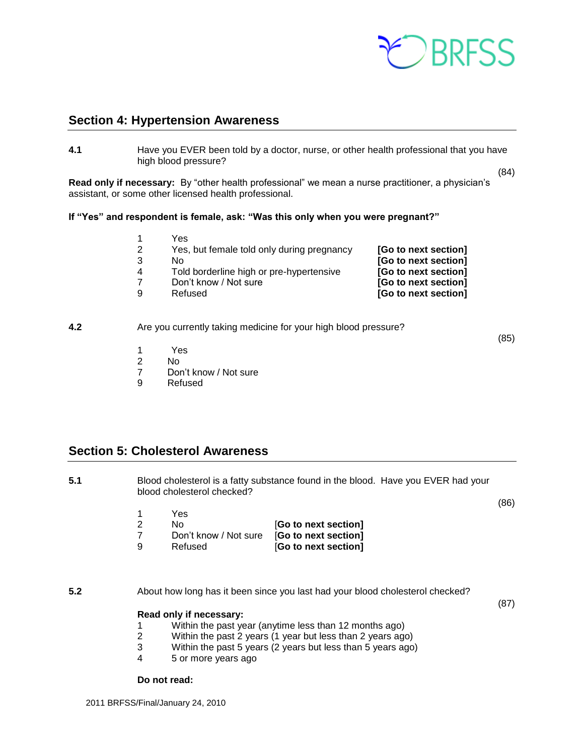## Section 4: Hypertension Awareness

**4.1** Have you EVER been told by a doctor, nurse, or other health professional that you have high blood pressure?

(84)

**Read only if necessary:** By "other health professional" we mean a nurse practitioner, a physician's assistant, or some other licensed health professional.

**If "Yes" and respondent is female, ask: "Was this only when you were pregnant?"**

| | | |
|---|---|---|
| 1 | Yes | |
| 2 | Yes, but female told only during pregnancy | **[Go to next section]** |
| 3 | No | **[Go to next section]** |
| 4 | Told borderline high or pre-hypertensive | **[Go to next section]** |
| 7 | Don't know / Not sure | **[Go to next section]** |
| 9 | Refused | **[Go to next section]** |

**4.2** Are you currently taking medicine for your high blood pressure?

(85)

1 Yes
2 No
7 Don't know / Not sure
9 Refused

## Section 5: Cholesterol Awareness

**5.1** Blood cholesterol is a fatty substance found in the blood. Have you EVER had your blood cholesterol checked?

(86)

| | | |
|---|---|---|
| 1 | Yes | |
| 2 | No | **[Go to next section]** |
| 7 | Don't know / Not sure | **[Go to next section]** |
| 9 | Refused | **[Go to next section]** |

**5.2** About how long has it been since you last had your blood cholesterol checked?

(87)

**Read only if necessary:**

1 Within the past year (anytime less than 12 months ago)
2 Within the past 2 years (1 year but less than 2 years ago)
3 Within the past 5 years (2 years but less than 5 years ago)
4 5 or more years ago

**Do not read:**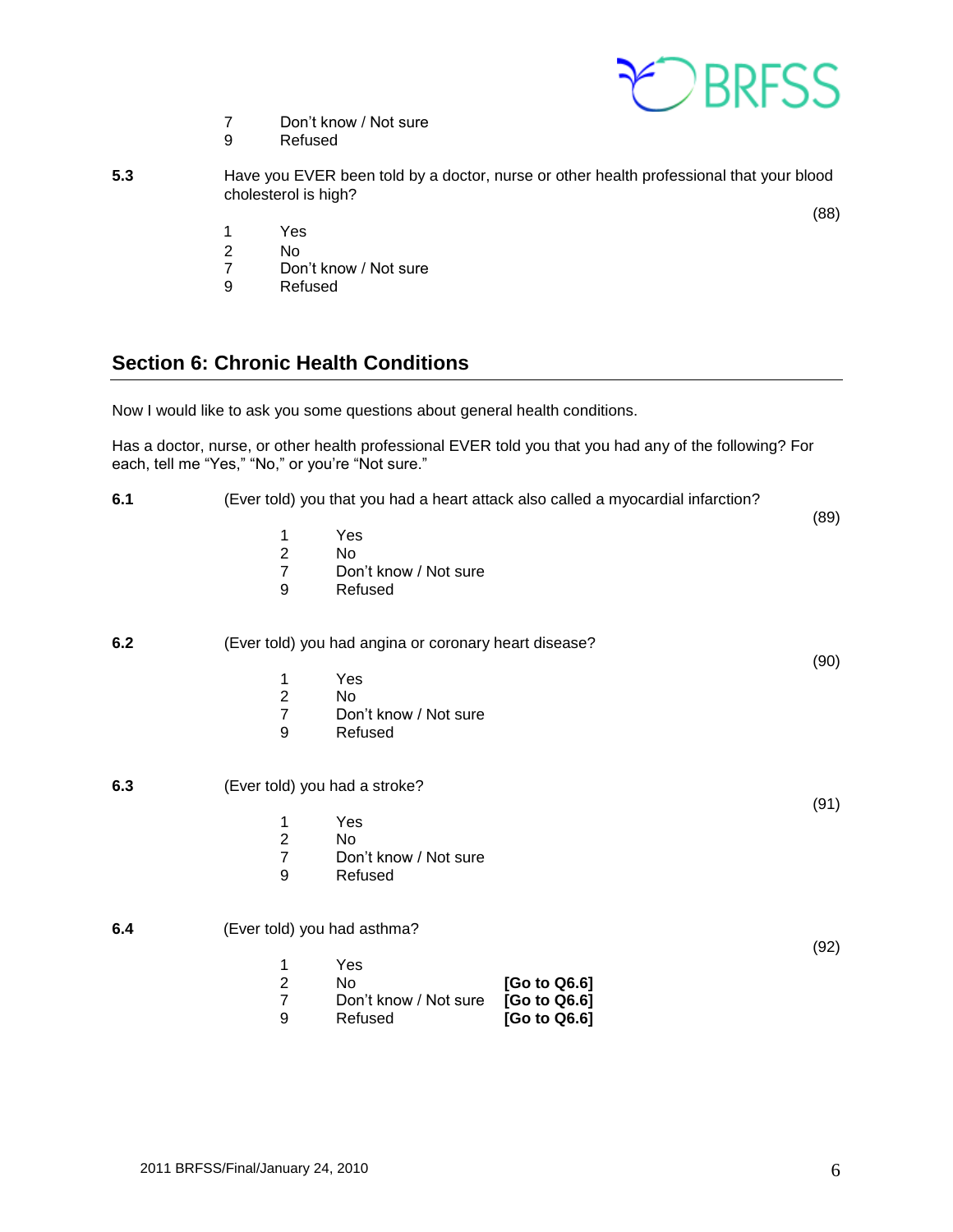7 Don't know / Not sure
9 Refused

**5.3** Have you EVER been told by a doctor, nurse or other health professional that your blood cholesterol is high?

(88)

1 Yes
2 No
7 Don't know / Not sure
9 Refused

## Section 6: Chronic Health Conditions

Now I would like to ask you some questions about general health conditions.

Has a doctor, nurse, or other health professional EVER told you that you had any of the following? For each, tell me "Yes," "No," or you're "Not sure."

**6.1** (Ever told) you that you had a heart attack also called a myocardial infarction?

(89)

1 Yes
2 No
7 Don't know / Not sure
9 Refused

**6.2** (Ever told) you had angina or coronary heart disease?

(90)

1 Yes
2 No
7 Don't know / Not sure
9 Refused

**6.3** (Ever told) you had a stroke?

(91)

1 Yes
2 No
7 Don't know / Not sure
9 Refused

**6.4** (Ever told) you had asthma?

(92)

1 Yes
2 No **[Go to Q6.6]**
7 Don't know / Not sure **[Go to Q6.6]**
9 Refused **[Go to Q6.6]**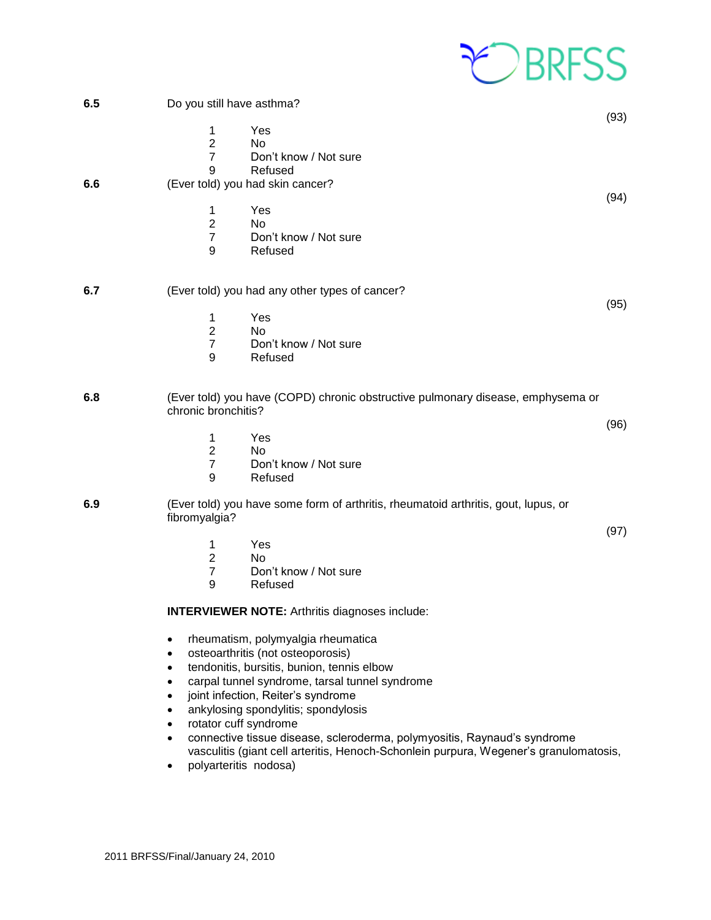**6.5** Do you still have asthma?

(93)

1 Yes
2 No
7 Don't know / Not sure
9 Refused

**6.6** (Ever told) you had skin cancer?

(94)

1 Yes
2 No
7 Don't know / Not sure
9 Refused

**6.7** (Ever told) you had any other types of cancer?

(95)

1 Yes
2 No
7 Don't know / Not sure
9 Refused

**6.8** (Ever told) you have (COPD) chronic obstructive pulmonary disease, emphysema or chronic bronchitis?

(96)

1 Yes
2 No
7 Don't know / Not sure
9 Refused

**6.9** (Ever told) you have some form of arthritis, rheumatoid arthritis, gout, lupus, or fibromyalgia?

(97)

1 Yes
2 No
7 Don't know / Not sure
9 Refused

**INTERVIEWER NOTE:** Arthritis diagnoses include:

- rheumatism, polymyalgia rheumatica
- osteoarthritis (not osteoporosis)
- tendonitis, bursitis, bunion, tennis elbow
- carpal tunnel syndrome, tarsal tunnel syndrome
- joint infection, Reiter's syndrome
- ankylosing spondylitis; spondylosis
- rotator cuff syndrome
- connective tissue disease, scleroderma, polymyositis, Raynaud's syndrome vasculitis (giant cell arteritis, Henoch-Schonlein purpura, Wegener's granulomatosis,
- polyarteritis nodosa)

2011 BRFSS/Final/January 24, 2010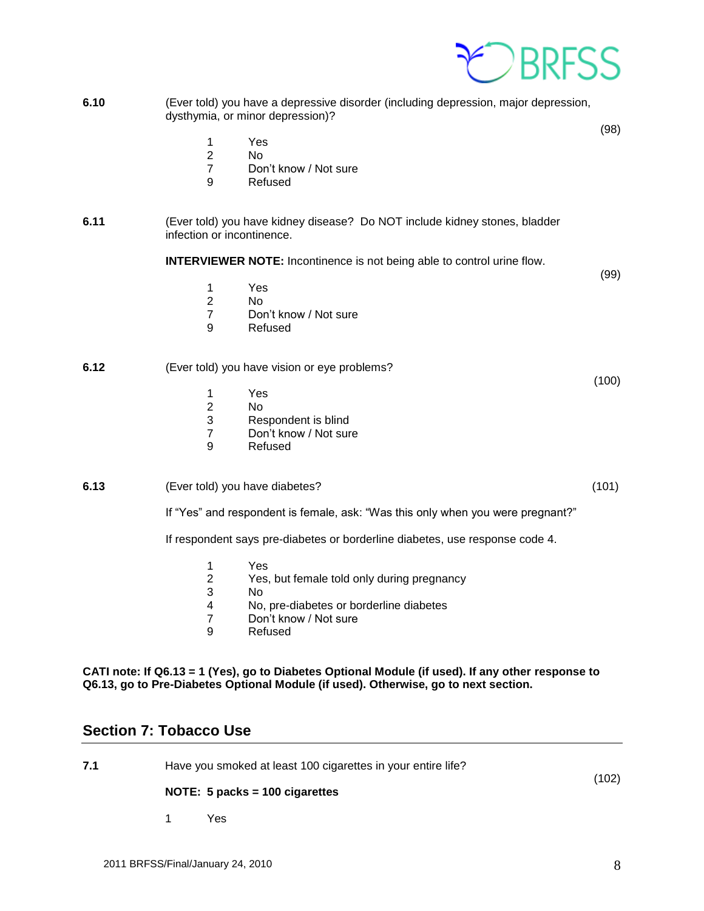**6.10** (Ever told) you have a depressive disorder (including depression, major depression, dysthymia, or minor depression)?

(98)

1 Yes
2 No
7 Don't know / Not sure
9 Refused

**6.11** (Ever told) you have kidney disease? Do NOT include kidney stones, bladder infection or incontinence.

**INTERVIEWER NOTE:** Incontinence is not being able to control urine flow.

(99)

1 Yes
2 No
7 Don't know / Not sure
9 Refused

**6.12** (Ever told) you have vision or eye problems?

(100)

1 Yes
2 No
3 Respondent is blind
7 Don't know / Not sure
9 Refused

**6.13** (Ever told) you have diabetes? (101)

If "Yes" and respondent is female, ask: "Was this only when you were pregnant?"

If respondent says pre-diabetes or borderline diabetes, use response code 4.

1 Yes
2 Yes, but female told only during pregnancy
3 No
4 No, pre-diabetes or borderline diabetes
7 Don't know / Not sure
9 Refused

**CATI note: If Q6.13 = 1 (Yes), go to Diabetes Optional Module (if used). If any other response to Q6.13, go to Pre-Diabetes Optional Module (if used). Otherwise, go to next section.**

## Section 7: Tobacco Use

**7.1** Have you smoked at least 100 cigarettes in your entire life?

(102)

**NOTE: 5 packs = 100 cigarettes**

1 Yes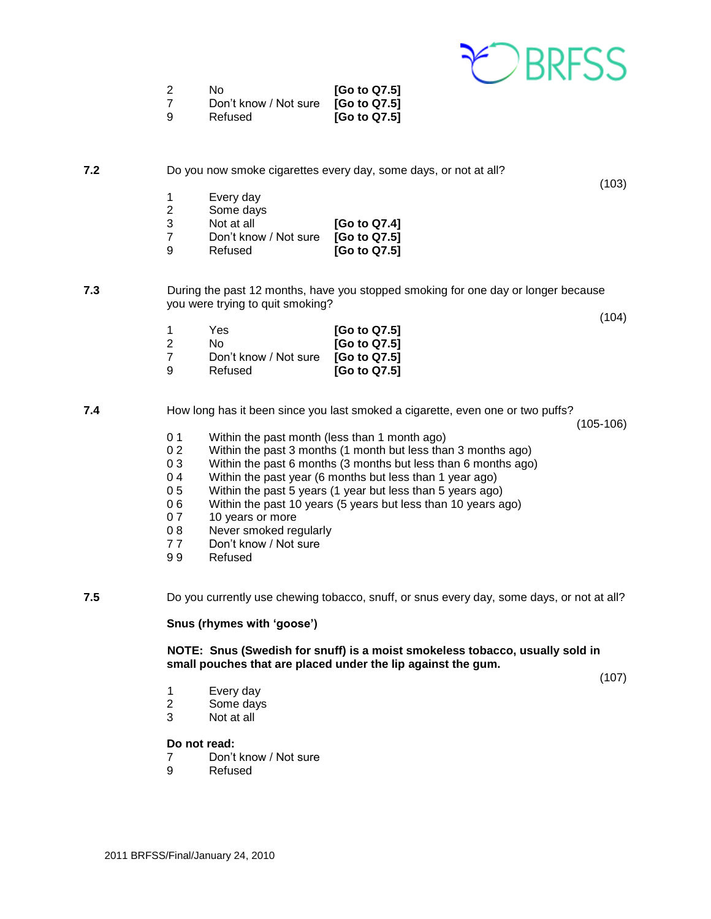| | | |
|---|---|---|
| 2 | No | **[Go to Q7.5]** |
| 7 | Don't know / Not sure | **[Go to Q7.5]** |
| 9 | Refused | **[Go to Q7.5]** |

**7.2** Do you now smoke cigarettes every day, some days, or not at all?

(103)

| | | |
|---|---|---|
| 1 | Every day | |
| 2 | Some days | |
| 3 | Not at all | **[Go to Q7.4]** |
| 7 | Don't know / Not sure | **[Go to Q7.5]** |
| 9 | Refused | **[Go to Q7.5]** |

**7.3** During the past 12 months, have you stopped smoking for one day or longer because you were trying to quit smoking?

(104)

| | | |
|---|---|---|
| 1 | Yes | **[Go to Q7.5]** |
| 2 | No | **[Go to Q7.5]** |
| 7 | Don't know / Not sure | **[Go to Q7.5]** |
| 9 | Refused | **[Go to Q7.5]** |

**7.4** How long has it been since you last smoked a cigarette, even one or two puffs?

(105-106)

| | |
|---|---|
| 0 1 | Within the past month (less than 1 month ago) |
| 0 2 | Within the past 3 months (1 month but less than 3 months ago) |
| 0 3 | Within the past 6 months (3 months but less than 6 months ago) |
| 0 4 | Within the past year (6 months but less than 1 year ago) |
| 0 5 | Within the past 5 years (1 year but less than 5 years ago) |
| 0 6 | Within the past 10 years (5 years but less than 10 years ago) |
| 0 7 | 10 years or more |
| 0 8 | Never smoked regularly |
| 7 7 | Don't know / Not sure |
| 9 9 | Refused |

**7.5** Do you currently use chewing tobacco, snuff, or snus every day, some days, or not at all?

**Snus (rhymes with 'goose')**

**NOTE: Snus (Swedish for snuff) is a moist smokeless tobacco, usually sold in small pouches that are placed under the lip against the gum.**

(107)

1 Every day
2 Some days
3 Not at all

**Do not read:**
7 Don't know / Not sure
9 Refused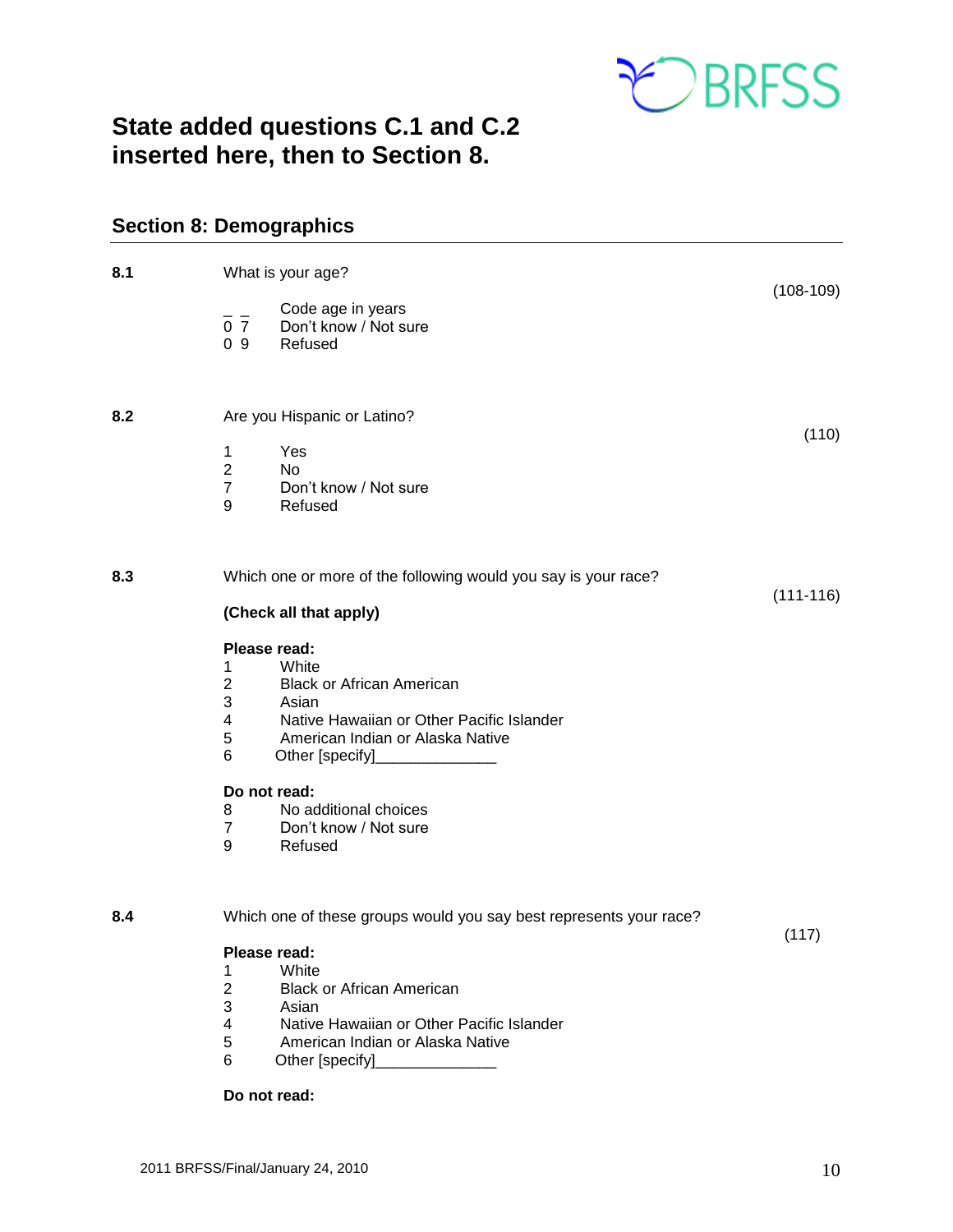## State added questions C.1 and C.2 inserted here, then to Section 8.

## Section 8: Demographics

**8.1** What is your age? (108-109)

_ _ Code age in years
0 7 Don't know / Not sure
0 9 Refused

**8.2** Are you Hispanic or Latino? (110)

1 Yes
2 No
7 Don't know / Not sure
9 Refused

**8.3** Which one or more of the following would you say is your race? (111-116)

**(Check all that apply)**

**Please read:**
1 White
2 Black or African American
3 Asian
4 Native Hawaiian or Other Pacific Islander
5 American Indian or Alaska Native
6 Other [specify]______________

**Do not read:**
8 No additional choices
7 Don't know / Not sure
9 Refused

**8.4** Which one of these groups would you say best represents your race? (117)

**Please read:**
1 White
2 Black or African American
3 Asian
4 Native Hawaiian or Other Pacific Islander
5 American Indian or Alaska Native
6 Other [specify]______________

**Do not read:**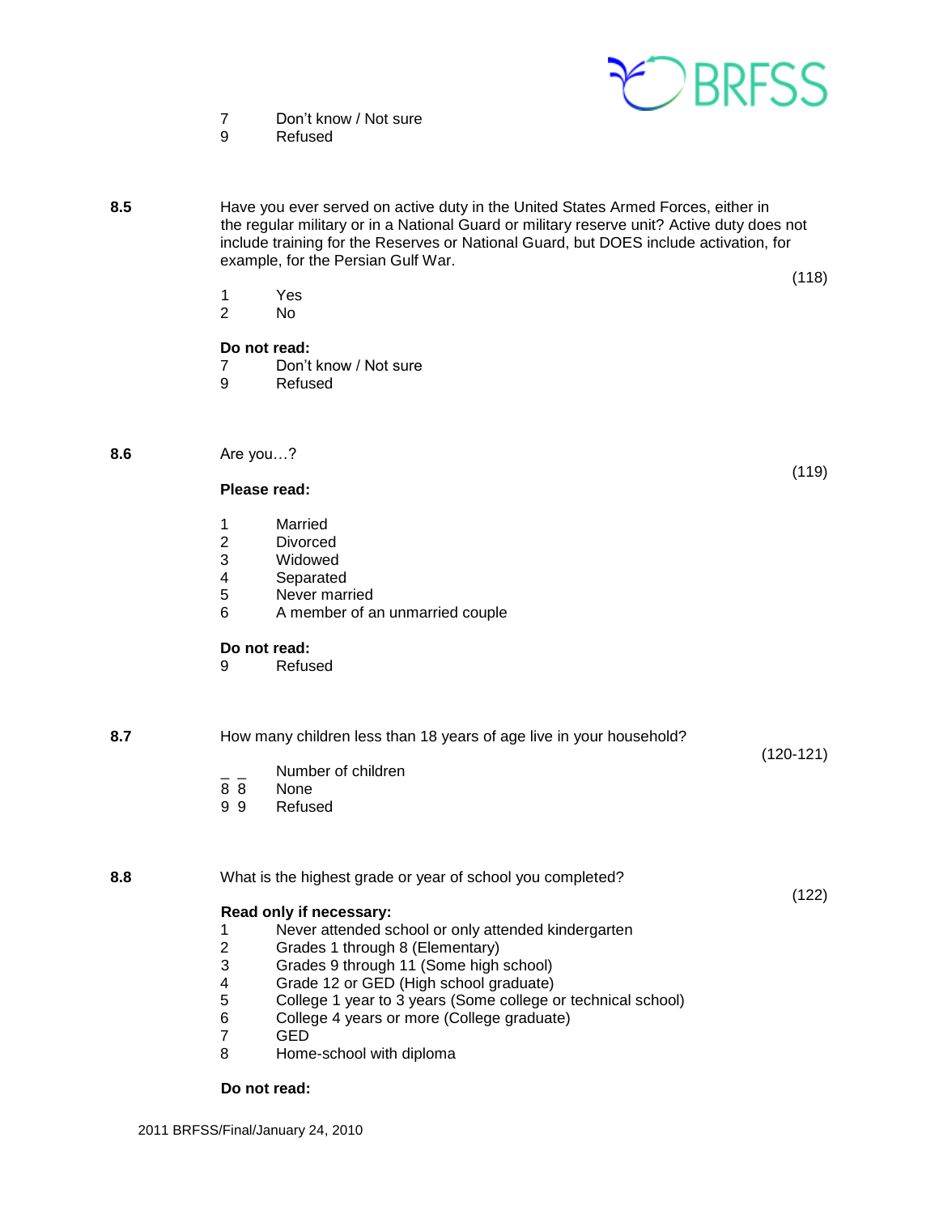7 Don't know / Not sure
9 Refused

**8.5** Have you ever served on active duty in the United States Armed Forces, either in the regular military or in a National Guard or military reserve unit? Active duty does not include training for the Reserves or National Guard, but DOES include activation, for example, for the Persian Gulf War.

(118)

1 Yes
2 No

**Do not read:**
7 Don't know / Not sure
9 Refused

**8.6** Are you…?

(119)

**Please read:**

1 Married
2 Divorced
3 Widowed
4 Separated
5 Never married
6 A member of an unmarried couple

**Do not read:**
9 Refused

**8.7** How many children less than 18 years of age live in your household?

(120-121)

_ _ Number of children
8 8 None
9 9 Refused

**8.8** What is the highest grade or year of school you completed?

(122)

**Read only if necessary:**
1 Never attended school or only attended kindergarten
2 Grades 1 through 8 (Elementary)
3 Grades 9 through 11 (Some high school)
4 Grade 12 or GED (High school graduate)
5 College 1 year to 3 years (Some college or technical school)
6 College 4 years or more (College graduate)
7 GED
8 Home-school with diploma

**Do not read:**

2011 BRFSS/Final/January 24, 2010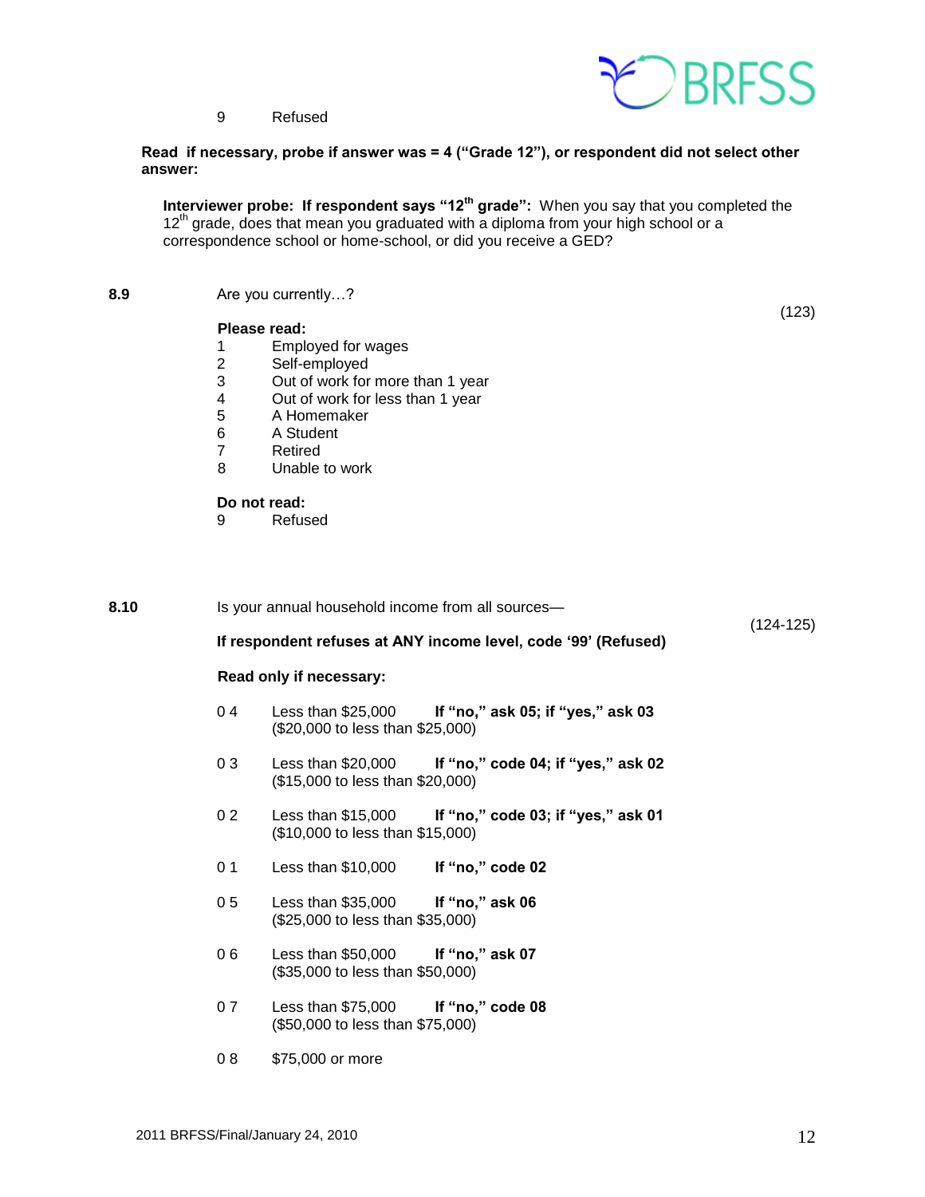9 Refused

**Read if necessary, probe if answer was = 4 ("Grade 12"), or respondent did not select other answer:**

> **Interviewer probe: If respondent says "12th grade":** When you say that you completed the 12th grade, does that mean you graduated with a diploma from your high school or a correspondence school or home-school, or did you receive a GED?

**8.9** Are you currently…? (123)

**Please read:**

1 Employed for wages
2 Self-employed
3 Out of work for more than 1 year
4 Out of work for less than 1 year
5 A Homemaker
6 A Student
7 Retired
8 Unable to work

**Do not read:**

9 Refused

**8.10** Is your annual household income from all sources— (124-125)

**If respondent refuses at ANY income level, code '99' (Refused)**

**Read only if necessary:**

0 4 Less than $25,000 **If "no," ask 05; if "yes," ask 03**
($20,000 to less than $25,000)

0 3 Less than $20,000 **If "no," code 04; if "yes," ask 02**
($15,000 to less than $20,000)

0 2 Less than $15,000 **If "no," code 03; if "yes," ask 01**
($10,000 to less than $15,000)

0 1 Less than $10,000 **If "no," code 02**

0 5 Less than $35,000 **If "no," ask 06**
($25,000 to less than $35,000)

0 6 Less than $50,000 **If "no," ask 07**
($35,000 to less than $50,000)

0 7 Less than $75,000 **If "no," code 08**
($50,000 to less than $75,000)

0 8 $75,000 or more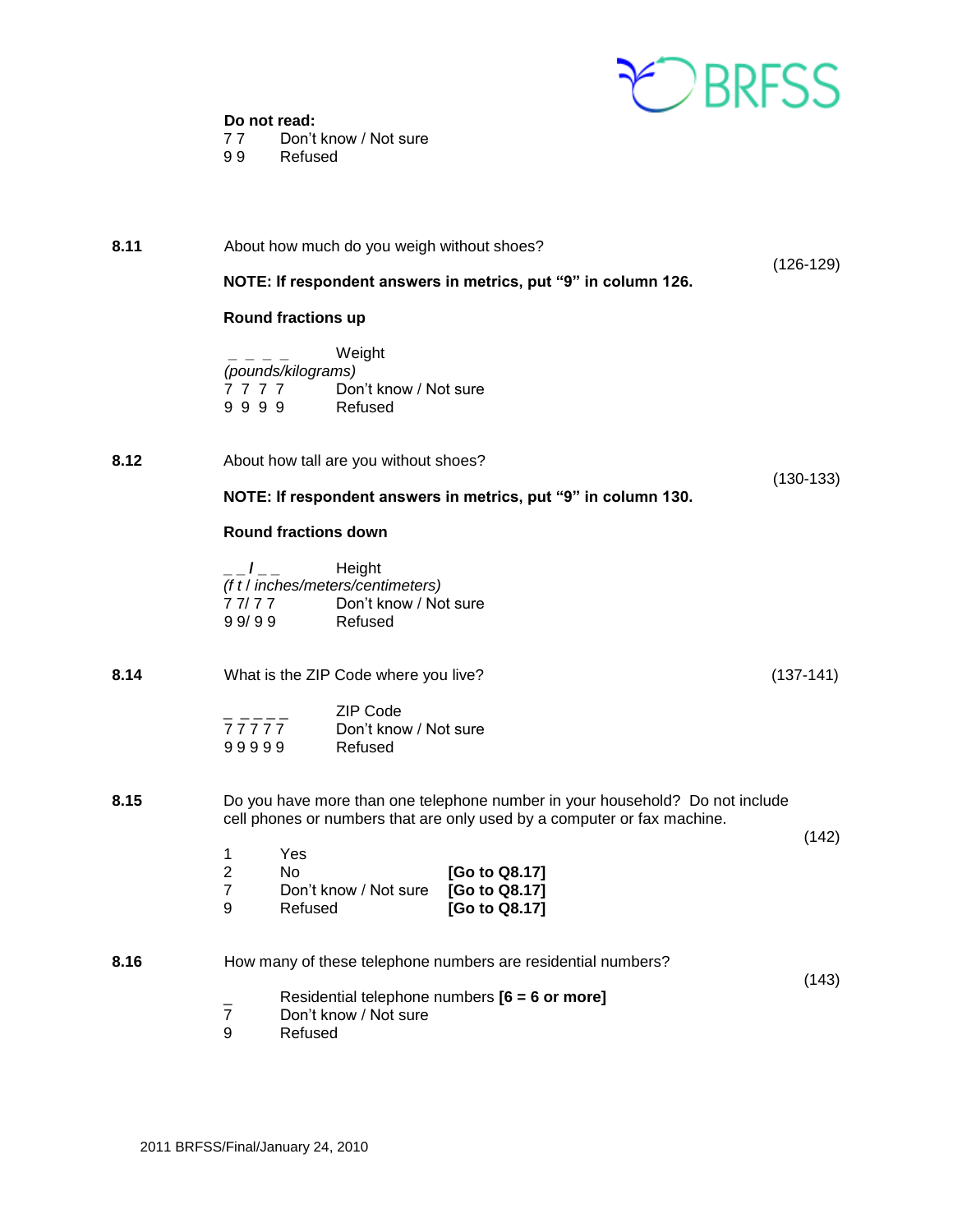**Do not read:**

7 7 Don't know / Not sure
9 9 Refused

**8.11** About how much do you weigh without shoes? (126-129)

**NOTE: If respondent answers in metrics, put "9" in column 126.**

**Round fractions up**

_ _ _ _ Weight *(pounds/kilograms)*
7 7 7 7 Don't know / Not sure
9 9 9 9 Refused

**8.12** About how tall are you without shoes? (130-133)

**NOTE: If respondent answers in metrics, put "9" in column 130.**

**Round fractions down**

_ _ **/** _ _ Height *(f t / inches/meters/centimeters)*
7 7/ 7 7 Don't know / Not sure
9 9/ 9 9 Refused

**8.14** What is the ZIP Code where you live? (137-141)

_ _ _ _ _ ZIP Code
7 7 7 7 7 Don't know / Not sure
9 9 9 9 9 Refused

**8.15** Do you have more than one telephone number in your household? Do not include cell phones or numbers that are only used by a computer or fax machine. (142)

1 Yes
2 No **[Go to Q8.17]**
7 Don't know / Not sure **[Go to Q8.17]**
9 Refused **[Go to Q8.17]**

**8.16** How many of these telephone numbers are residential numbers? (143)

_ Residential telephone numbers **[6 = 6 or more]**
7 Don't know / Not sure
9 Refused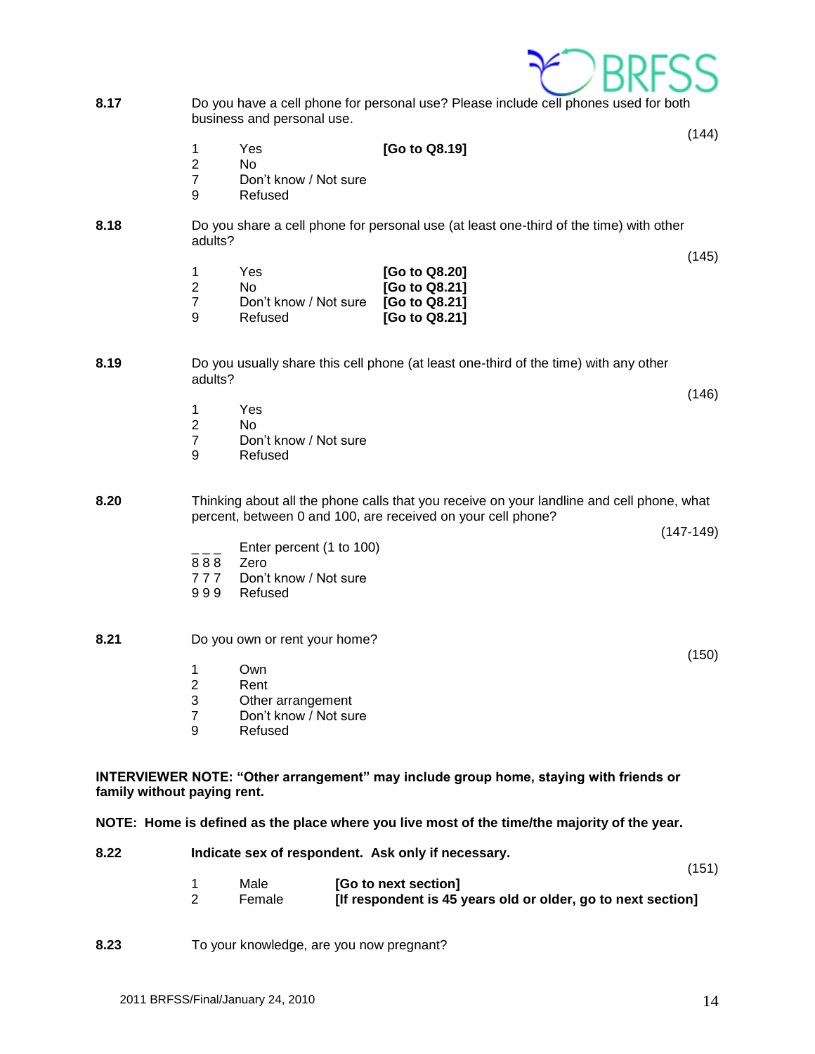**8.17** Do you have a cell phone for personal use? Please include cell phones used for both business and personal use.

(144)

| | | |
|---|---|---|
| 1 | Yes | **[Go to Q8.19]** |
| 2 | No | |
| 7 | Don't know / Not sure | |
| 9 | Refused | |

**8.18** Do you share a cell phone for personal use (at least one-third of the time) with other adults?

(145)

| | | |
|---|---|---|
| 1 | Yes | **[Go to Q8.20]** |
| 2 | No | **[Go to Q8.21]** |
| 7 | Don't know / Not sure | **[Go to Q8.21]** |
| 9 | Refused | **[Go to Q8.21]** |

**8.19** Do you usually share this cell phone (at least one-third of the time) with any other adults?

(146)

| | |
|---|---|
| 1 | Yes |
| 2 | No |
| 7 | Don't know / Not sure |
| 9 | Refused |

**8.20** Thinking about all the phone calls that you receive on your landline and cell phone, what percent, between 0 and 100, are received on your cell phone?

(147-149)

| | |
|---|---|
| _ _ _ | Enter percent (1 to 100) |
| 8 8 8 | Zero |
| 7 7 7 | Don't know / Not sure |
| 9 9 9 | Refused |

**8.21** Do you own or rent your home?

(150)

| | |
|---|---|
| 1 | Own |
| 2 | Rent |
| 3 | Other arrangement |
| 7 | Don't know / Not sure |
| 9 | Refused |

**INTERVIEWER NOTE: "Other arrangement" may include group home, staying with friends or family without paying rent.**

**NOTE: Home is defined as the place where you live most of the time/the majority of the year.**

**8.22** **Indicate sex of respondent. Ask only if necessary.**

(151)

| | | |
|---|---|---|
| 1 | Male | **[Go to next section]** |
| 2 | Female | **[If respondent is 45 years old or older, go to next section]** |

**8.23** To your knowledge, are you now pregnant?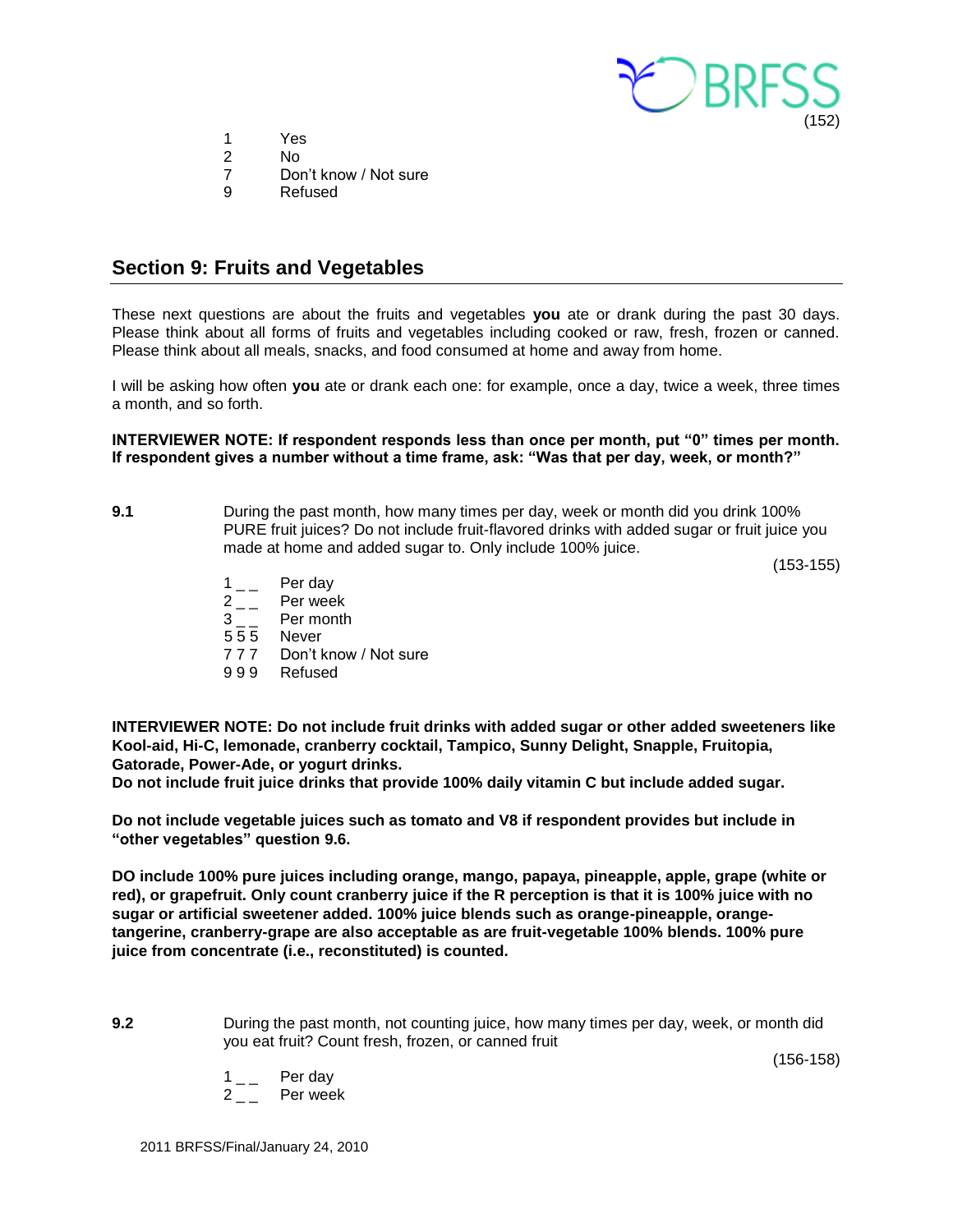(152)

1 Yes
2 No
7 Don't know / Not sure
9 Refused

## Section 9: Fruits and Vegetables

These next questions are about the fruits and vegetables **you** ate or drank during the past 30 days. Please think about all forms of fruits and vegetables including cooked or raw, fresh, frozen or canned. Please think about all meals, snacks, and food consumed at home and away from home.

I will be asking how often **you** ate or drank each one: for example, once a day, twice a week, three times a month, and so forth.

**INTERVIEWER NOTE: If respondent responds less than once per month, put "0" times per month. If respondent gives a number without a time frame, ask: "Was that per day, week, or month?"**

**9.1** During the past month, how many times per day, week or month did you drink 100% PURE fruit juices? Do not include fruit-flavored drinks with added sugar or fruit juice you made at home and added sugar to. Only include 100% juice.

(153-155)

1 _ _ Per day
2 _ _ Per week
3 _ _ Per month
5 5 5 Never
7 7 7 Don't know / Not sure
9 9 9 Refused

**INTERVIEWER NOTE: Do not include fruit drinks with added sugar or other added sweeteners like Kool-aid, Hi-C, lemonade, cranberry cocktail, Tampico, Sunny Delight, Snapple, Fruitopia, Gatorade, Power-Ade, or yogurt drinks.**
**Do not include fruit juice drinks that provide 100% daily vitamin C but include added sugar.**

**Do not include vegetable juices such as tomato and V8 if respondent provides but include in "other vegetables" question 9.6.**

**DO include 100% pure juices including orange, mango, papaya, pineapple, apple, grape (white or red), or grapefruit. Only count cranberry juice if the R perception is that it is 100% juice with no sugar or artificial sweetener added. 100% juice blends such as orange-pineapple, orange-tangerine, cranberry-grape are also acceptable as are fruit-vegetable 100% blends. 100% pure juice from concentrate (i.e., reconstituted) is counted.**

**9.2** During the past month, not counting juice, how many times per day, week, or month did you eat fruit? Count fresh, frozen, or canned fruit

(156-158)

1 _ _ Per day
2 _ _ Per week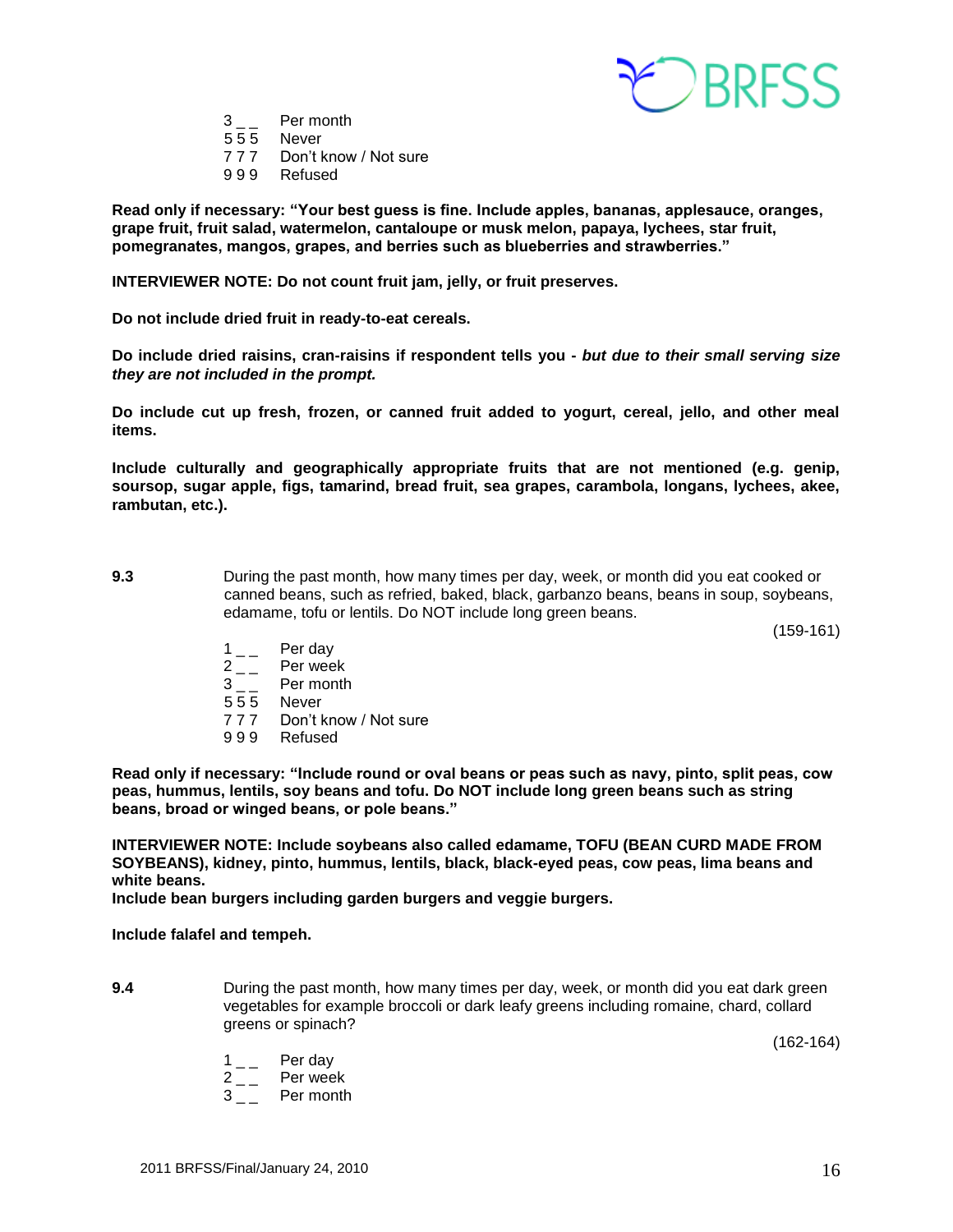3 _ _ Per month
5 5 5 Never
7 7 7 Don't know / Not sure
9 9 9 Refused

**Read only if necessary: "Your best guess is fine. Include apples, bananas, applesauce, oranges, grape fruit, fruit salad, watermelon, cantaloupe or musk melon, papaya, lychees, star fruit, pomegranates, mangos, grapes, and berries such as blueberries and strawberries."**

**INTERVIEWER NOTE: Do not count fruit jam, jelly, or fruit preserves.**

**Do not include dried fruit in ready-to-eat cereals.**

**Do include dried raisins, cran-raisins if respondent tells you -** ***but due to their small serving size they are not included in the prompt.***

**Do include cut up fresh, frozen, or canned fruit added to yogurt, cereal, jello, and other meal items.**

**Include culturally and geographically appropriate fruits that are not mentioned (e.g. genip, soursop, sugar apple, figs, tamarind, bread fruit, sea grapes, carambola, longans, lychees, akee, rambutan, etc.).**

**9.3** During the past month, how many times per day, week, or month did you eat cooked or canned beans, such as refried, baked, black, garbanzo beans, beans in soup, soybeans, edamame, tofu or lentils. Do NOT include long green beans.

(159-161)

1 _ _ Per day
2 _ _ Per week
3 _ _ Per month
5 5 5 Never
7 7 7 Don't know / Not sure
9 9 9 Refused

**Read only if necessary: "Include round or oval beans or peas such as navy, pinto, split peas, cow peas, hummus, lentils, soy beans and tofu. Do NOT include long green beans such as string beans, broad or winged beans, or pole beans."**

**INTERVIEWER NOTE: Include soybeans also called edamame, TOFU (BEAN CURD MADE FROM SOYBEANS), kidney, pinto, hummus, lentils, black, black-eyed peas, cow peas, lima beans and white beans.**
**Include bean burgers including garden burgers and veggie burgers.**

**Include falafel and tempeh.**

**9.4** During the past month, how many times per day, week, or month did you eat dark green vegetables for example broccoli or dark leafy greens including romaine, chard, collard greens or spinach?

(162-164)

1 _ _ Per day
2 _ _ Per week
3 _ _ Per month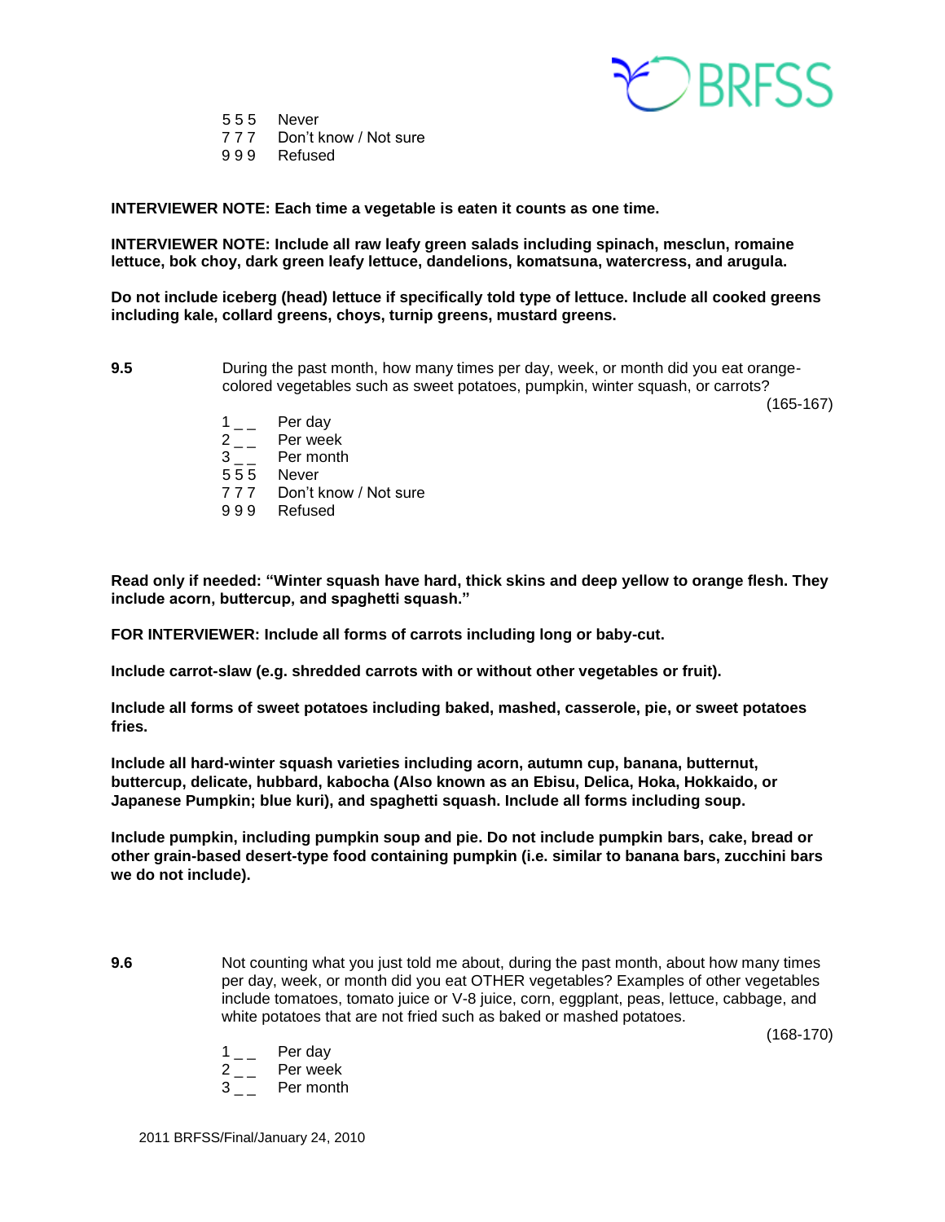5 5 5 Never
7 7 7 Don't know / Not sure
9 9 9 Refused

**INTERVIEWER NOTE: Each time a vegetable is eaten it counts as one time.**

**INTERVIEWER NOTE: Include all raw leafy green salads including spinach, mesclun, romaine lettuce, bok choy, dark green leafy lettuce, dandelions, komatsuna, watercress, and arugula.**

**Do not include iceberg (head) lettuce if specifically told type of lettuce. Include all cooked greens including kale, collard greens, choys, turnip greens, mustard greens.**

**9.5** During the past month, how many times per day, week, or month did you eat orange-colored vegetables such as sweet potatoes, pumpkin, winter squash, or carrots?

(165-167)

1 _ _ Per day
2 _ _ Per week
3 _ _ Per month
5 5 5 Never
7 7 7 Don't know / Not sure
9 9 9 Refused

**Read only if needed: "Winter squash have hard, thick skins and deep yellow to orange flesh. They include acorn, buttercup, and spaghetti squash."**

**FOR INTERVIEWER: Include all forms of carrots including long or baby-cut.**

**Include carrot-slaw (e.g. shredded carrots with or without other vegetables or fruit).**

**Include all forms of sweet potatoes including baked, mashed, casserole, pie, or sweet potatoes fries.**

**Include all hard-winter squash varieties including acorn, autumn cup, banana, butternut, buttercup, delicate, hubbard, kabocha (Also known as an Ebisu, Delica, Hoka, Hokkaido, or Japanese Pumpkin; blue kuri), and spaghetti squash. Include all forms including soup.**

**Include pumpkin, including pumpkin soup and pie. Do not include pumpkin bars, cake, bread or other grain-based desert-type food containing pumpkin (i.e. similar to banana bars, zucchini bars we do not include).**

**9.6** Not counting what you just told me about, during the past month, about how many times per day, week, or month did you eat OTHER vegetables? Examples of other vegetables include tomatoes, tomato juice or V-8 juice, corn, eggplant, peas, lettuce, cabbage, and white potatoes that are not fried such as baked or mashed potatoes.

(168-170)

1 _ _ Per day
2 _ _ Per week
3 _ _ Per month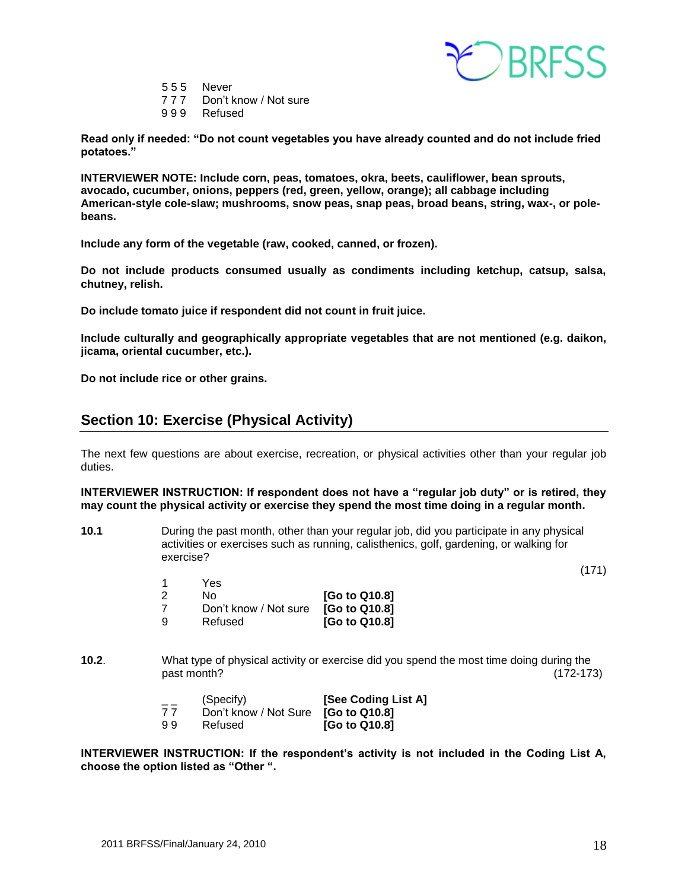555 Never
777 Don't know / Not sure
999 Refused

**Read only if needed: "Do not count vegetables you have already counted and do not include fried potatoes."**

**INTERVIEWER NOTE: Include corn, peas, tomatoes, okra, beets, cauliflower, bean sprouts, avocado, cucumber, onions, peppers (red, green, yellow, orange); all cabbage including American-style cole-slaw; mushrooms, snow peas, snap peas, broad beans, string, wax-, or pole-beans.**

**Include any form of the vegetable (raw, cooked, canned, or frozen).**

**Do not include products consumed usually as condiments including ketchup, catsup, salsa, chutney, relish.**

**Do include tomato juice if respondent did not count in fruit juice.**

**Include culturally and geographically appropriate vegetables that are not mentioned (e.g. daikon, jicama, oriental cucumber, etc.).**

**Do not include rice or other grains.**

## Section 10: Exercise (Physical Activity)

The next few questions are about exercise, recreation, or physical activities other than your regular job duties.

**INTERVIEWER INSTRUCTION: If respondent does not have a "regular job duty" or is retired, they may count the physical activity or exercise they spend the most time doing in a regular month.**

**10.1** During the past month, other than your regular job, did you participate in any physical activities or exercises such as running, calisthenics, golf, gardening, or walking for exercise?

(171)

1 Yes
2 No **[Go to Q10.8]**
7 Don't know / Not sure **[Go to Q10.8]**
9 Refused **[Go to Q10.8]**

**10.2**. What type of physical activity or exercise did you spend the most time doing during the past month? (172-173)

_ _ (Specify) **[See Coding List A]**
7 7 Don't know / Not Sure **[Go to Q10.8]**
9 9 Refused **[Go to Q10.8]**

**INTERVIEWER INSTRUCTION: If the respondent's activity is not included in the Coding List A, choose the option listed as "Other ".**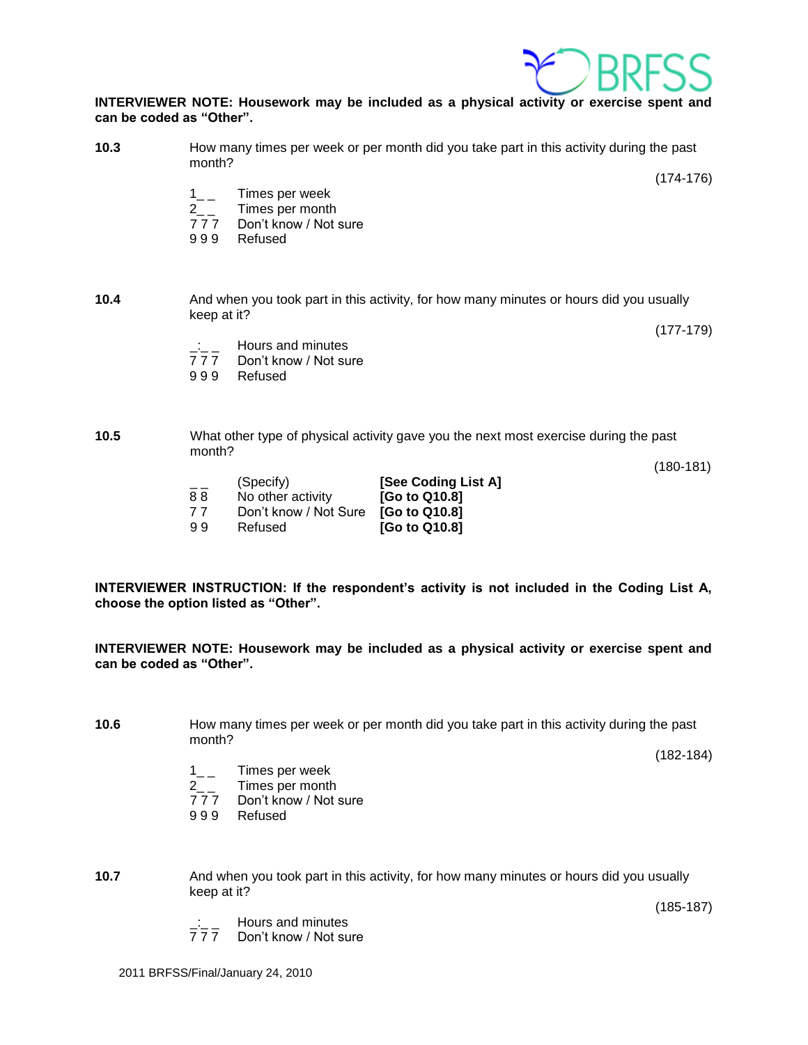**INTERVIEWER NOTE: Housework may be included as a physical activity or exercise spent and can be coded as "Other".**

**10.3** How many times per week or per month did you take part in this activity during the past month?

(174-176)

| | |
|---|---|
| 1_ _ | Times per week |
| 2_ _ | Times per month |
| 7 7 7 | Don't know / Not sure |
| 9 9 9 | Refused |

**10.4** And when you took part in this activity, for how many minutes or hours did you usually keep at it?

(177-179)

| | |
|---|---|
| _:_ _ | Hours and minutes |
| 7 7 7 | Don't know / Not sure |
| 9 9 9 | Refused |

**10.5** What other type of physical activity gave you the next most exercise during the past month?

(180-181)

| | | |
|---|---|---|
| _ _ | (Specify) | **[See Coding List A]** |
| 8 8 | No other activity | **[Go to Q10.8]** |
| 7 7 | Don't know / Not Sure | **[Go to Q10.8]** |
| 9 9 | Refused | **[Go to Q10.8]** |

**INTERVIEWER INSTRUCTION: If the respondent's activity is not included in the Coding List A, choose the option listed as "Other".**

**INTERVIEWER NOTE: Housework may be included as a physical activity or exercise spent and can be coded as "Other".**

**10.6** How many times per week or per month did you take part in this activity during the past month?

(182-184)

| | |
|---|---|
| 1_ _ | Times per week |
| 2_ _ | Times per month |
| 7 7 7 | Don't know / Not sure |
| 9 9 9 | Refused |

**10.7** And when you took part in this activity, for how many minutes or hours did you usually keep at it?

(185-187)

| | |
|---|---|
| _:_ _ | Hours and minutes |
| 7 7 7 | Don't know / Not sure |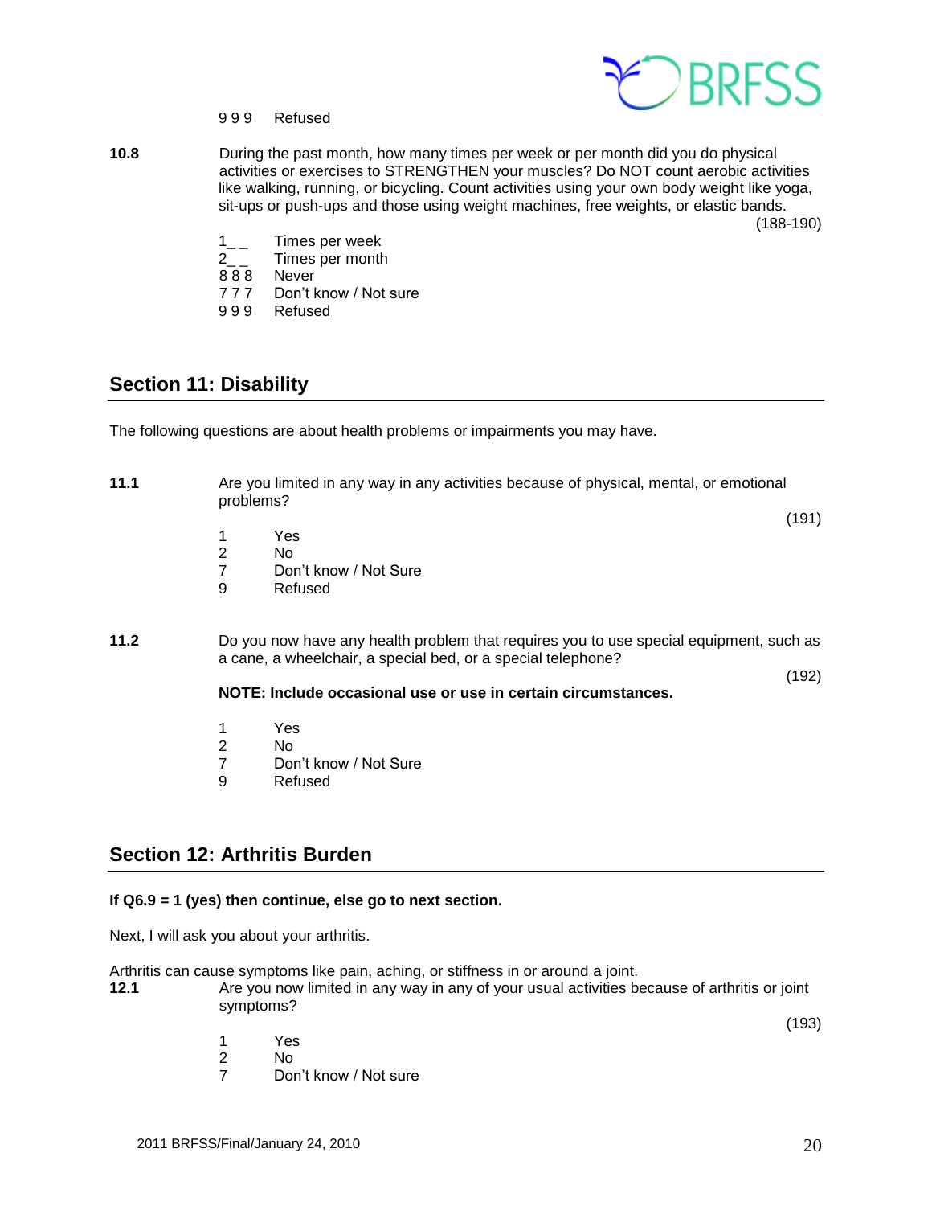999 Refused

**10.8** During the past month, how many times per week or per month did you do physical activities or exercises to STRENGTHEN your muscles? Do NOT count aerobic activities like walking, running, or bicycling. Count activities using your own body weight like yoga, sit-ups or push-ups and those using weight machines, free weights, or elastic bands.

(188-190)

1_ _ Times per week
2_ _ Times per month
8 8 8 Never
7 7 7 Don't know / Not sure
9 9 9 Refused

## Section 11: Disability

The following questions are about health problems or impairments you may have.

**11.1** Are you limited in any way in any activities because of physical, mental, or emotional problems?

(191)

1 Yes
2 No
7 Don't know / Not Sure
9 Refused

**11.2** Do you now have any health problem that requires you to use special equipment, such as a cane, a wheelchair, a special bed, or a special telephone?

(192)

**NOTE: Include occasional use or use in certain circumstances.**

1 Yes
2 No
7 Don't know / Not Sure
9 Refused

## Section 12: Arthritis Burden

**If Q6.9 = 1 (yes) then continue, else go to next section.**

Next, I will ask you about your arthritis.

Arthritis can cause symptoms like pain, aching, or stiffness in or around a joint.

**12.1** Are you now limited in any way in any of your usual activities because of arthritis or joint symptoms?

(193)

1 Yes
2 No
7 Don't know / Not sure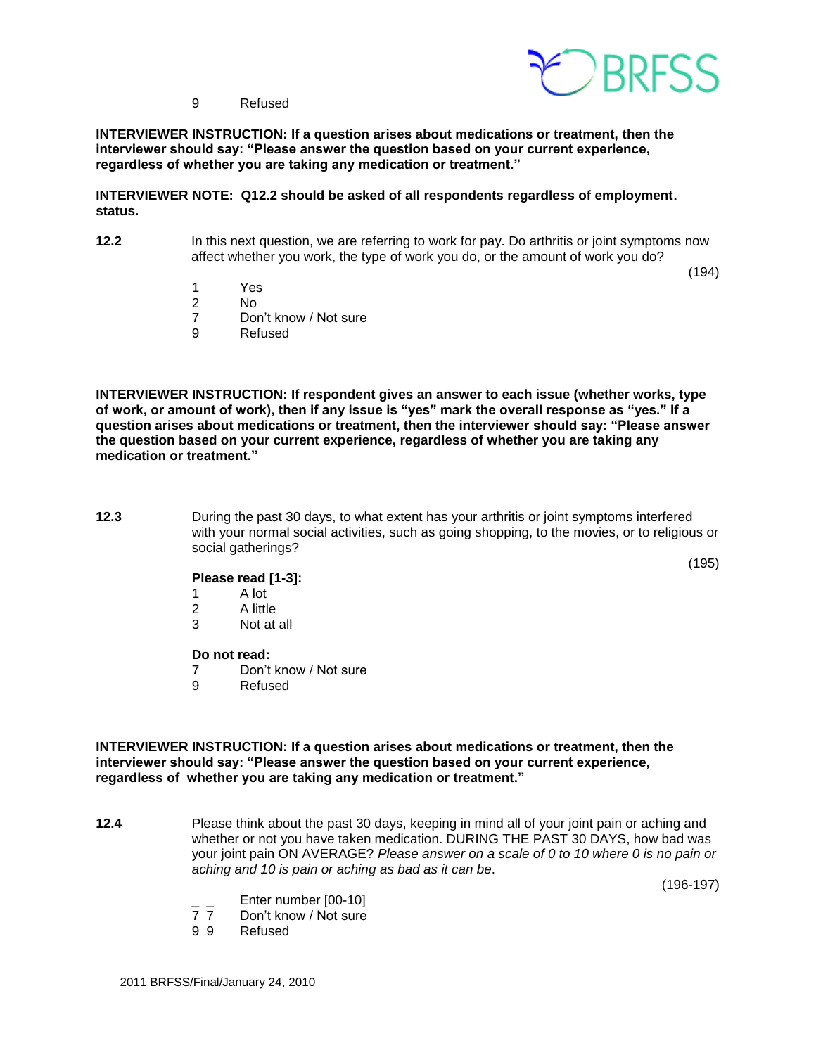9 Refused

**INTERVIEWER INSTRUCTION: If a question arises about medications or treatment, then the interviewer should say: "Please answer the question based on your current experience, regardless of whether you are taking any medication or treatment."**

**INTERVIEWER NOTE: Q12.2 should be asked of all respondents regardless of employment. status.**

**12.2** In this next question, we are referring to work for pay. Do arthritis or joint symptoms now affect whether you work, the type of work you do, or the amount of work you do?

(194)

1 Yes
2 No
7 Don't know / Not sure
9 Refused

**INTERVIEWER INSTRUCTION: If respondent gives an answer to each issue (whether works, type of work, or amount of work), then if any issue is "yes" mark the overall response as "yes." If a question arises about medications or treatment, then the interviewer should say: "Please answer the question based on your current experience, regardless of whether you are taking any medication or treatment."**

**12.3** During the past 30 days, to what extent has your arthritis or joint symptoms interfered with your normal social activities, such as going shopping, to the movies, or to religious or social gatherings?

(195)

**Please read [1-3]:**

1 A lot
2 A little
3 Not at all

**Do not read:**

7 Don't know / Not sure
9 Refused

**INTERVIEWER INSTRUCTION: If a question arises about medications or treatment, then the interviewer should say: "Please answer the question based on your current experience, regardless of whether you are taking any medication or treatment."**

**12.4** Please think about the past 30 days, keeping in mind all of your joint pain or aching and whether or not you have taken medication. DURING THE PAST 30 DAYS, how bad was your joint pain ON AVERAGE? *Please answer on a scale of 0 to 10 where 0 is no pain or aching and 10 is pain or aching as bad as it can be*.

(196-197)

_ _ Enter number [00-10]
7 7 Don't know / Not sure
9 9 Refused

2011 BRFSS/Final/January 24, 2010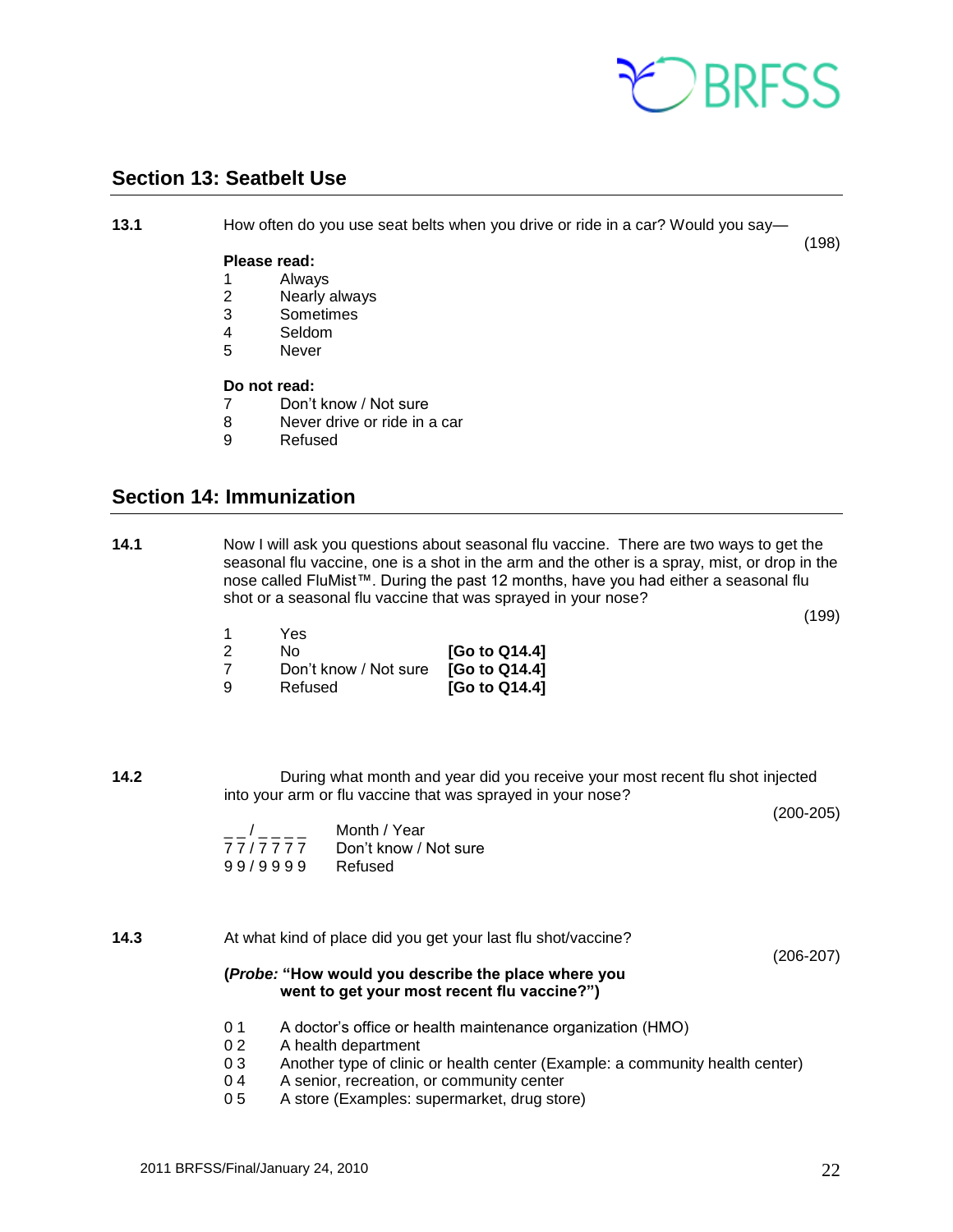## Section 13: Seatbelt Use

**13.1** How often do you use seat belts when you drive or ride in a car? Would you say— (198)

**Please read:**

1 Always
2 Nearly always
3 Sometimes
4 Seldom
5 Never

**Do not read:**

7 Don't know / Not sure
8 Never drive or ride in a car
9 Refused

## Section 14: Immunization

**14.1** Now I will ask you questions about seasonal flu vaccine. There are two ways to get the seasonal flu vaccine, one is a shot in the arm and the other is a spray, mist, or drop in the nose called FluMist™. During the past 12 months, have you had either a seasonal flu shot or a seasonal flu vaccine that was sprayed in your nose? (199)

1 Yes
2 No **[Go to Q14.4]**
7 Don't know / Not sure **[Go to Q14.4]**
9 Refused **[Go to Q14.4]**

**14.2** During what month and year did you receive your most recent flu shot injected into your arm or flu vaccine that was sprayed in your nose? (200-205)

_ _ / _ _ _ _ Month / Year
7 7 / 7 7 7 7 Don't know / Not sure
9 9 / 9 9 9 9 Refused

**14.3** At what kind of place did you get your last flu shot/vaccine? (206-207)

**(*Probe:* "How would you describe the place where you went to get your most recent flu vaccine?")**

0 1 A doctor's office or health maintenance organization (HMO)
0 2 A health department
0 3 Another type of clinic or health center (Example: a community health center)
0 4 A senior, recreation, or community center
0 5 A store (Examples: supermarket, drug store)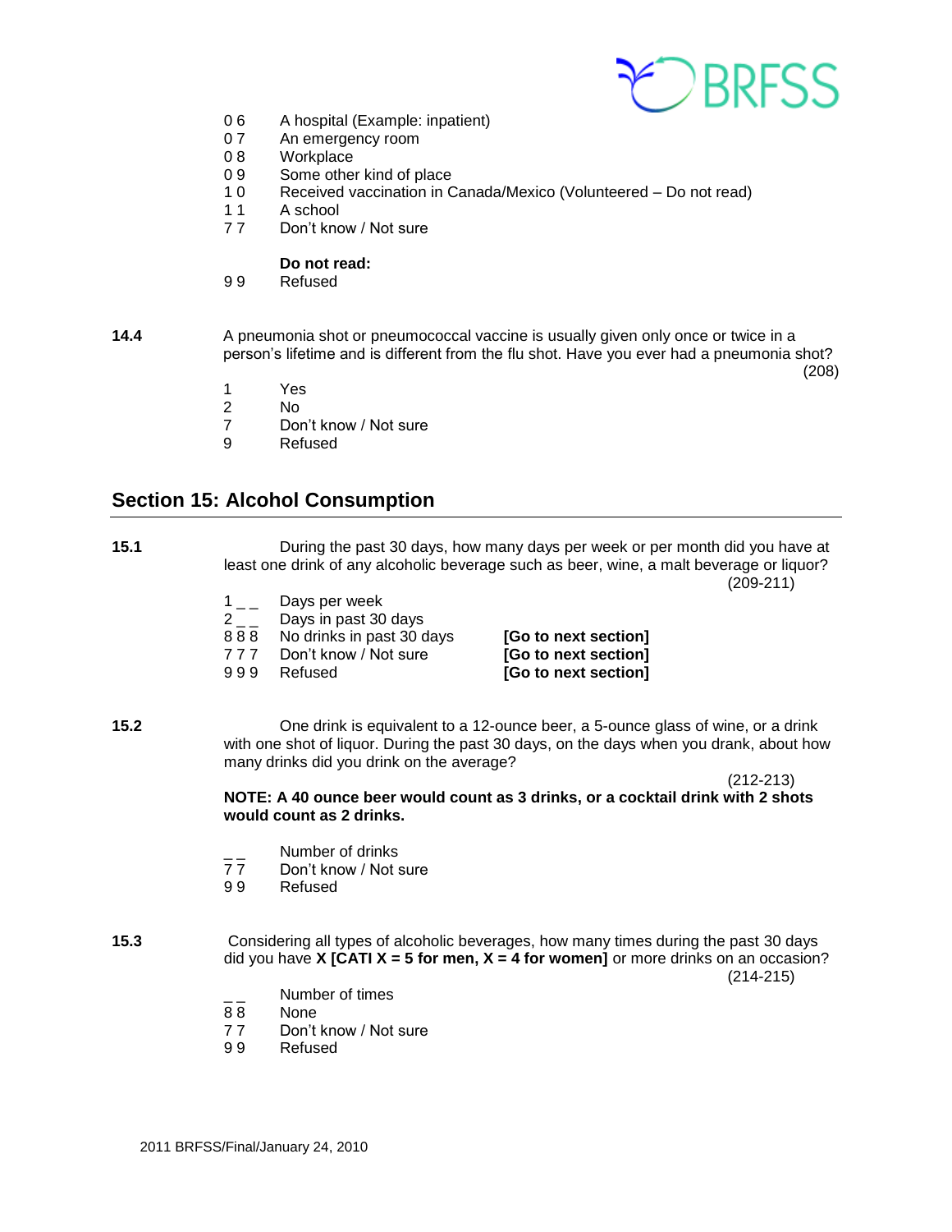0 6 A hospital (Example: inpatient)
0 7 An emergency room
0 8 Workplace
0 9 Some other kind of place
1 0 Received vaccination in Canada/Mexico (Volunteered – Do not read)
1 1 A school
7 7 Don't know / Not sure

**Do not read:**
9 9 Refused

**14.4** A pneumonia shot or pneumococcal vaccine is usually given only once or twice in a person's lifetime and is different from the flu shot. Have you ever had a pneumonia shot? (208)

1 Yes
2 No
7 Don't know / Not sure
9 Refused

## Section 15: Alcohol Consumption

**15.1** During the past 30 days, how many days per week or per month did you have at least one drink of any alcoholic beverage such as beer, wine, a malt beverage or liquor? (209-211)

1 _ _ Days per week
2 _ _ Days in past 30 days
8 8 8 No drinks in past 30 days **[Go to next section]**
7 7 7 Don't know / Not sure **[Go to next section]**
9 9 9 Refused **[Go to next section]**

**15.2** One drink is equivalent to a 12-ounce beer, a 5-ounce glass of wine, or a drink with one shot of liquor. During the past 30 days, on the days when you drank, about how many drinks did you drink on the average? (212-213)

**NOTE: A 40 ounce beer would count as 3 drinks, or a cocktail drink with 2 shots would count as 2 drinks.**

_ _ Number of drinks
7 7 Don't know / Not sure
9 9 Refused

**15.3** Considering all types of alcoholic beverages, how many times during the past 30 days did you have **X [CATI X = 5 for men, X = 4 for women]** or more drinks on an occasion? (214-215)

_ _ Number of times
8 8 None
7 7 Don't know / Not sure
9 9 Refused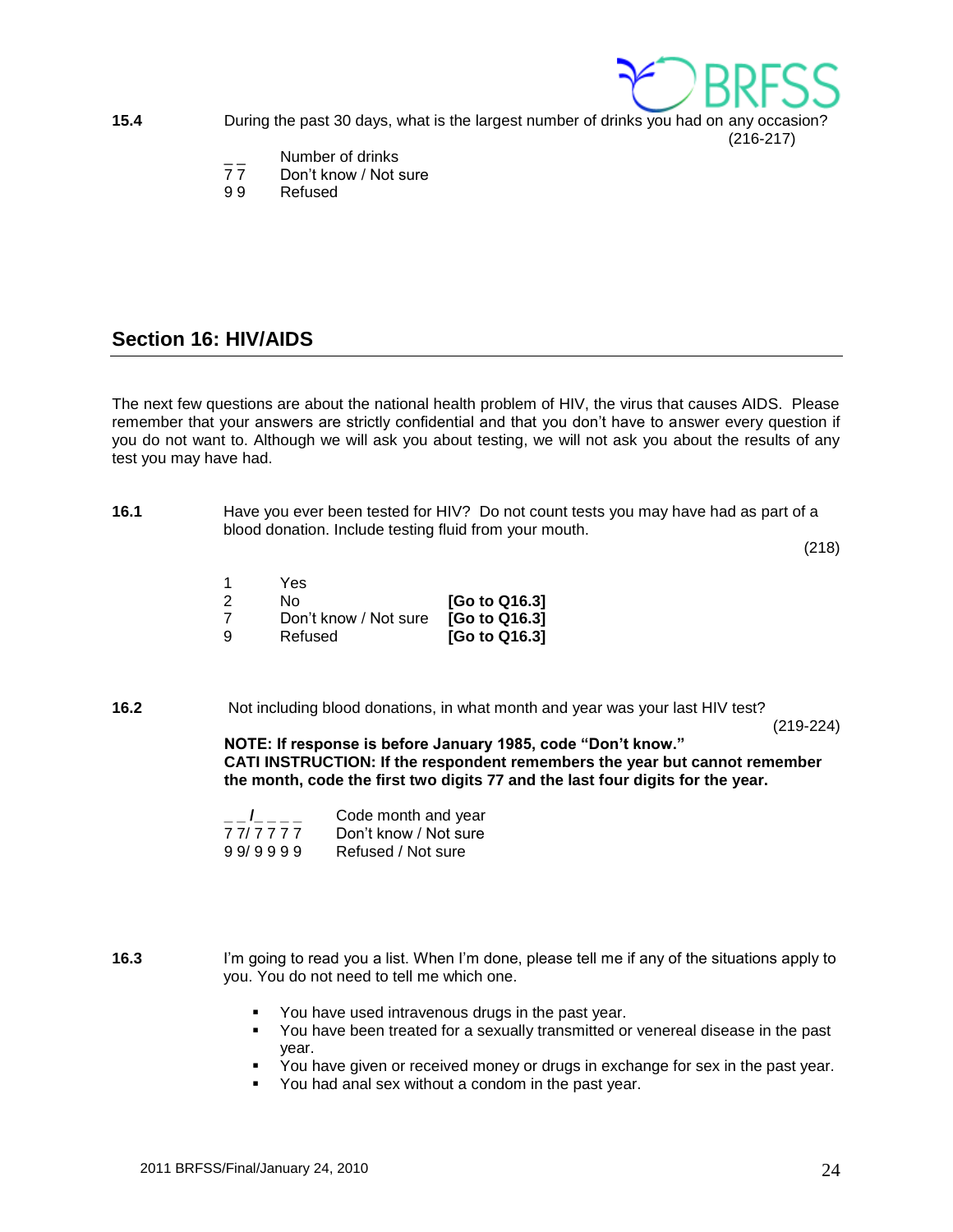**15.4** During the past 30 days, what is the largest number of drinks you had on any occasion?

(216-217)

| | |
|---|---|
| _ _ | Number of drinks |
| 7 7 | Don't know / Not sure |
| 9 9 | Refused |

## Section 16: HIV/AIDS

The next few questions are about the national health problem of HIV, the virus that causes AIDS. Please remember that your answers are strictly confidential and that you don't have to answer every question if you do not want to. Although we will ask you about testing, we will not ask you about the results of any test you may have had.

**16.1** Have you ever been tested for HIV? Do not count tests you may have had as part of a blood donation. Include testing fluid from your mouth.

(218)

| | | |
|---|---|---|
| 1 | Yes | |
| 2 | No | **[Go to Q16.3]** |
| 7 | Don't know / Not sure | **[Go to Q16.3]** |
| 9 | Refused | **[Go to Q16.3]** |

**16.2** Not including blood donations, in what month and year was your last HIV test?

(219-224)

**NOTE: If response is before January 1985, code "Don't know."**
**CATI INSTRUCTION: If the respondent remembers the year but cannot remember the month, code the first two digits 77 and the last four digits for the year.**

| | |
|---|---|
| _ _/_ _ _ _ | Code month and year |
| 7 7/ 7 7 7 7 | Don't know / Not sure |
| 9 9/ 9 9 9 9 | Refused / Not sure |

**16.3** I'm going to read you a list. When I'm done, please tell me if any of the situations apply to you. You do not need to tell me which one.

- You have used intravenous drugs in the past year.
- You have been treated for a sexually transmitted or venereal disease in the past year.
- You have given or received money or drugs in exchange for sex in the past year.
- You had anal sex without a condom in the past year.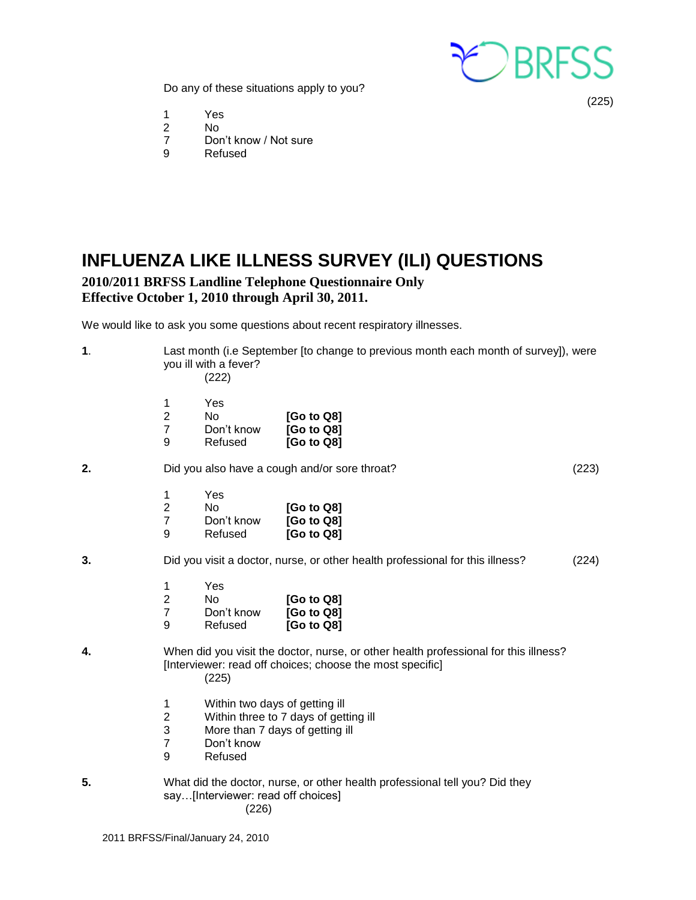Do any of these situations apply to you?

(225)

1 Yes
2 No
7 Don't know / Not sure
9 Refused

# INFLUENZA LIKE ILLNESS SURVEY (ILI) QUESTIONS

**2010/2011 BRFSS Landline Telephone Questionnaire Only**
**Effective October 1, 2010 through April 30, 2011.**

We would like to ask you some questions about recent respiratory illnesses.

**1**. Last month (i.e September [to change to previous month each month of survey]), were you ill with a fever?
(222)

1 Yes
2 No **[Go to Q8]**
7 Don't know **[Go to Q8]**
9 Refused **[Go to Q8]**

**2.** Did you also have a cough and/or sore throat? (223)

1 Yes
2 No **[Go to Q8]**
7 Don't know **[Go to Q8]**
9 Refused **[Go to Q8]**

**3.** Did you visit a doctor, nurse, or other health professional for this illness? (224)

1 Yes
2 No **[Go to Q8]**
7 Don't know **[Go to Q8]**
9 Refused **[Go to Q8]**

**4.** When did you visit the doctor, nurse, or other health professional for this illness? [Interviewer: read off choices; choose the most specific]
(225)

1 Within two days of getting ill
2 Within three to 7 days of getting ill
3 More than 7 days of getting ill
7 Don't know
9 Refused

**5.** What did the doctor, nurse, or other health professional tell you? Did they say…[Interviewer: read off choices]
(226)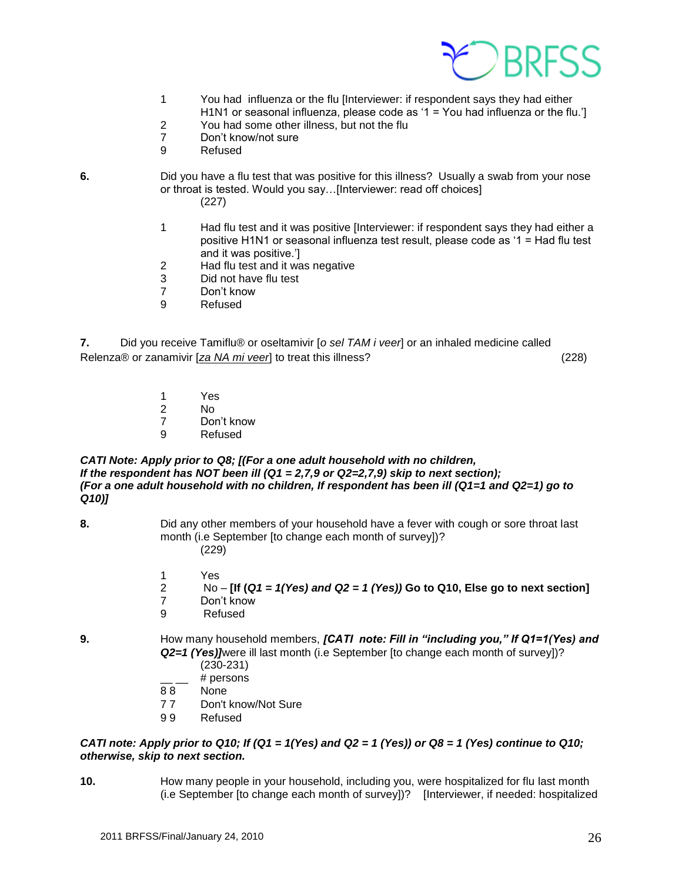1 You had influenza or the flu [Interviewer: if respondent says they had either H1N1 or seasonal influenza, please code as '1 = You had influenza or the flu.']
2 You had some other illness, but not the flu
7 Don't know/not sure
9 Refused

**6.** Did you have a flu test that was positive for this illness? Usually a swab from your nose or throat is tested. Would you say…[Interviewer: read off choices]
(227)

1 Had flu test and it was positive [Interviewer: if respondent says they had either a positive H1N1 or seasonal influenza test result, please code as '1 = Had flu test and it was positive.']
2 Had flu test and it was negative
3 Did not have flu test
7 Don't know
9 Refused

**7.** Did you receive Tamiflu® or oseltamivir [*o sel TAM i veer*] or an inhaled medicine called Relenza® or zanamivir [*za NA mi veer*] to treat this illness? (228)

1 Yes
2 No
7 Don't know
9 Refused

***CATI Note: Apply prior to Q8; [(For a one adult household with no children, If the respondent has NOT been ill (Q1 = 2,7,9 or Q2=2,7,9) skip to next section); (For a one adult household with no children, If respondent has been ill (Q1=1 and Q2=1) go to Q10)]***

**8.** Did any other members of your household have a fever with cough or sore throat last month (i.e September [to change each month of survey])?
(229)

1 Yes
2 No – **[If (*Q1 = 1(Yes) and Q2 = 1 (Yes)*) Go to Q10, Else go to next section]**
7 Don't know
9 Refused

**9.** How many household members, ***[CATI note: Fill in "including you," If Q1=1(Yes) and Q2=1 (Yes)]***were ill last month (i.e September [to change each month of survey])?
(230-231)

__ __ # persons
8 8 None
7 7 Don't know/Not Sure
9 9 Refused

***CATI note: Apply prior to Q10; If (Q1 = 1(Yes) and Q2 = 1 (Yes)) or Q8 = 1 (Yes) continue to Q10; otherwise, skip to next section.***

**10.** How many people in your household, including you, were hospitalized for flu last month (i.e September [to change each month of survey])? [Interviewer, if needed: hospitalized

2011 BRFSS/Final/January 24, 2010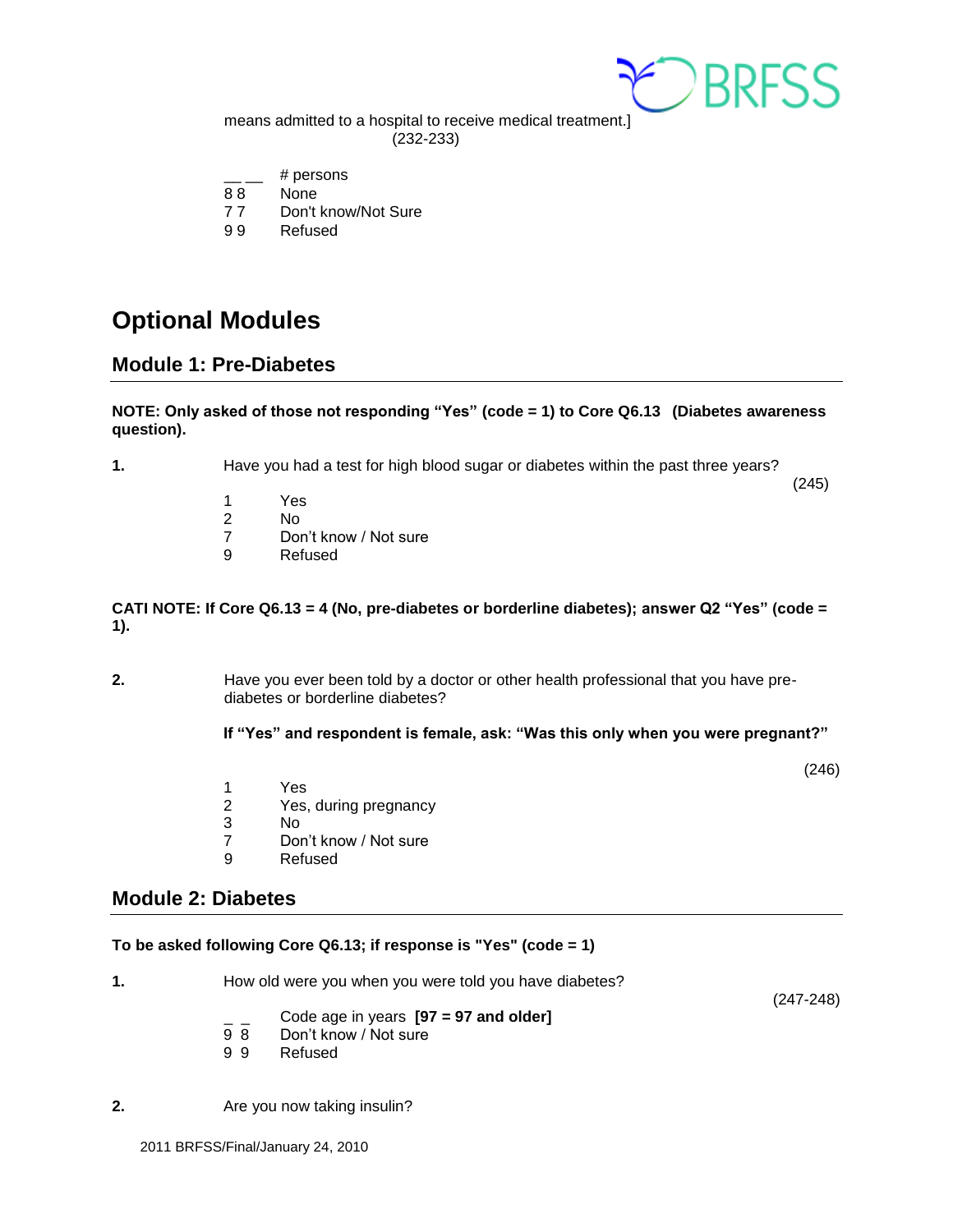means admitted to a hospital to receive medical treatment.]
(232-233)

__ __ # persons
8 8 None
7 7 Don't know/Not Sure
9 9 Refused

# Optional Modules

## Module 1: Pre-Diabetes

**NOTE: Only asked of those not responding "Yes" (code = 1) to Core Q6.13 (Diabetes awareness question).**

**1.** Have you had a test for high blood sugar or diabetes within the past three years?
(245)

1 Yes
2 No
7 Don't know / Not sure
9 Refused

**CATI NOTE: If Core Q6.13 = 4 (No, pre-diabetes or borderline diabetes); answer Q2 "Yes" (code = 1).**

**2.** Have you ever been told by a doctor or other health professional that you have pre-diabetes or borderline diabetes?

**If "Yes" and respondent is female, ask: "Was this only when you were pregnant?"**

(246)

1 Yes
2 Yes, during pregnancy
3 No
7 Don't know / Not sure
9 Refused

## Module 2: Diabetes

**To be asked following Core Q6.13; if response is "Yes" (code = 1)**

**1.** How old were you when you were told you have diabetes?
(247-248)

_ _ Code age in years **[97 = 97 and older]**
9 8 Don't know / Not sure
9 9 Refused

**2.** Are you now taking insulin?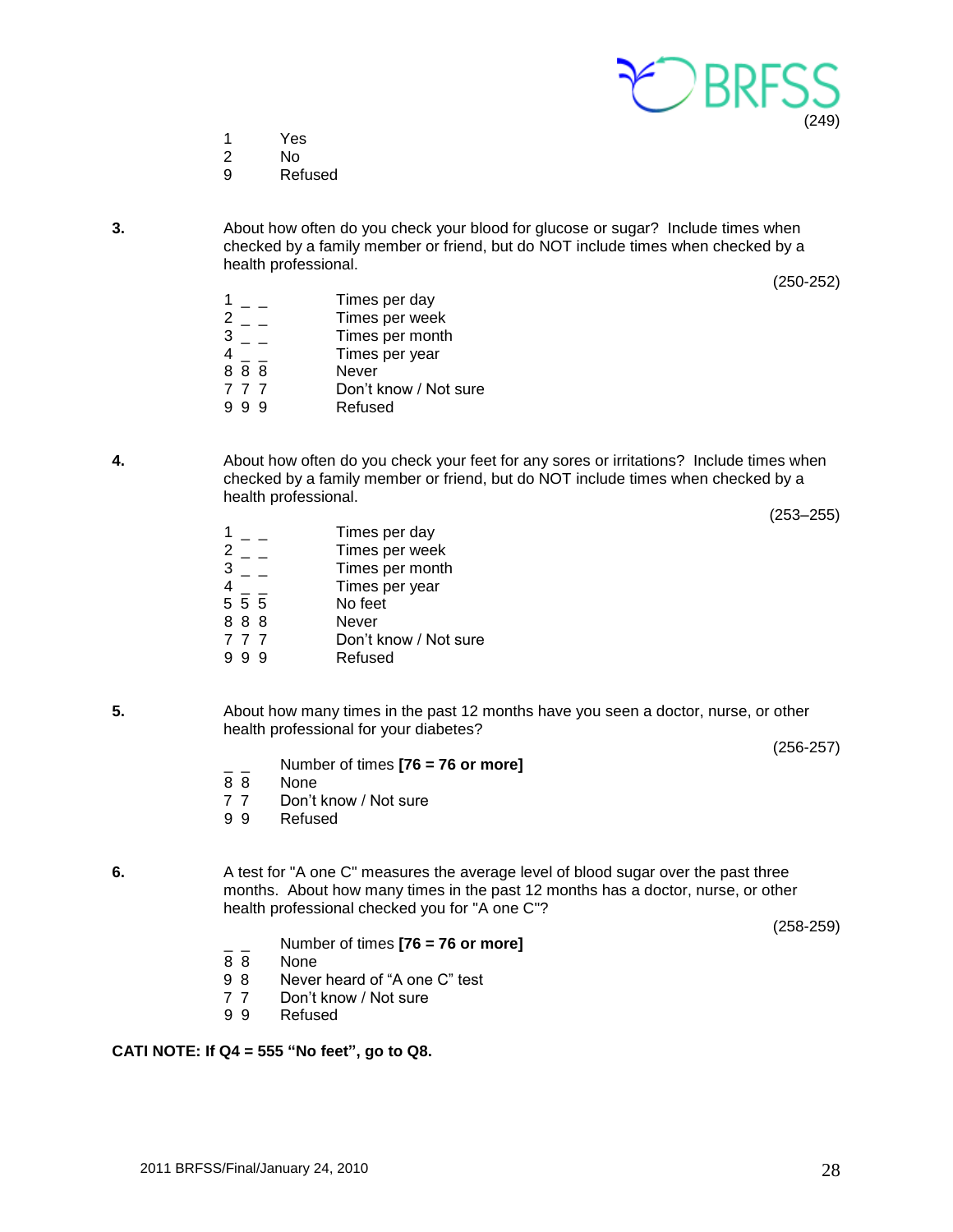(249)

1 Yes
2 No
9 Refused

**3.** About how often do you check your blood for glucose or sugar? Include times when checked by a family member or friend, but do NOT include times when checked by a health professional.

(250-252)

1 _ _ Times per day
2 _ _ Times per week
3 _ _ Times per month
4 _ _ Times per year
8 8 8 Never
7 7 7 Don't know / Not sure
9 9 9 Refused

**4.** About how often do you check your feet for any sores or irritations? Include times when checked by a family member or friend, but do NOT include times when checked by a health professional.

(253–255)

1 _ _ Times per day
2 _ _ Times per week
3 _ _ Times per month
4 _ _ Times per year
5 5 5 No feet
8 8 8 Never
7 7 7 Don't know / Not sure
9 9 9 Refused

**5.** About how many times in the past 12 months have you seen a doctor, nurse, or other health professional for your diabetes?

(256-257)

_ _ Number of times **[76 = 76 or more]**
8 8 None
7 7 Don't know / Not sure
9 9 Refused

**6.** A test for "A one C" measures the average level of blood sugar over the past three months. About how many times in the past 12 months has a doctor, nurse, or other health professional checked you for "A one C"?

(258-259)

_ _ Number of times **[76 = 76 or more]**
8 8 None
9 8 Never heard of "A one C" test
7 7 Don't know / Not sure
9 9 Refused

**CATI NOTE: If Q4 = 555 "No feet", go to Q8.**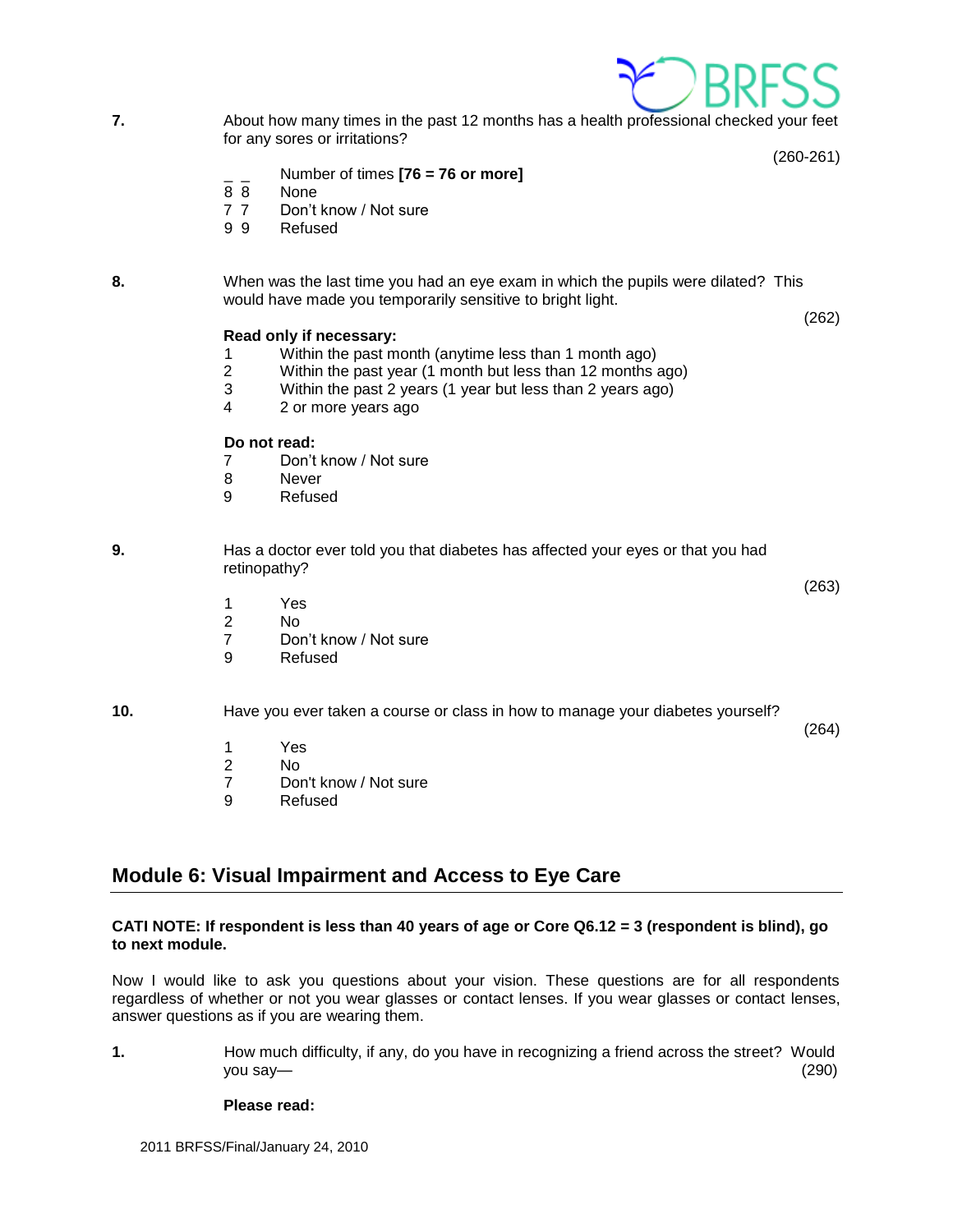**7.** About how many times in the past 12 months has a health professional checked your feet for any sores or irritations?

(260-261)

_ _ Number of times **[76 = 76 or more]**
8 8 None
7 7 Don't know / Not sure
9 9 Refused

**8.** When was the last time you had an eye exam in which the pupils were dilated? This would have made you temporarily sensitive to bright light.

(262)

**Read only if necessary:**

1 Within the past month (anytime less than 1 month ago)
2 Within the past year (1 month but less than 12 months ago)
3 Within the past 2 years (1 year but less than 2 years ago)
4 2 or more years ago

**Do not read:**

7 Don't know / Not sure
8 Never
9 Refused

**9.** Has a doctor ever told you that diabetes has affected your eyes or that you had retinopathy?

(263)

1 Yes
2 No
7 Don't know / Not sure
9 Refused

**10.** Have you ever taken a course or class in how to manage your diabetes yourself?

(264)

1 Yes
2 No
7 Don't know / Not sure
9 Refused

## Module 6: Visual Impairment and Access to Eye Care

**CATI NOTE: If respondent is less than 40 years of age or Core Q6.12 = 3 (respondent is blind), go to next module.**

Now I would like to ask you questions about your vision. These questions are for all respondents regardless of whether or not you wear glasses or contact lenses. If you wear glasses or contact lenses, answer questions as if you are wearing them.

**1.** How much difficulty, if any, do you have in recognizing a friend across the street? Would you say— (290)

**Please read:**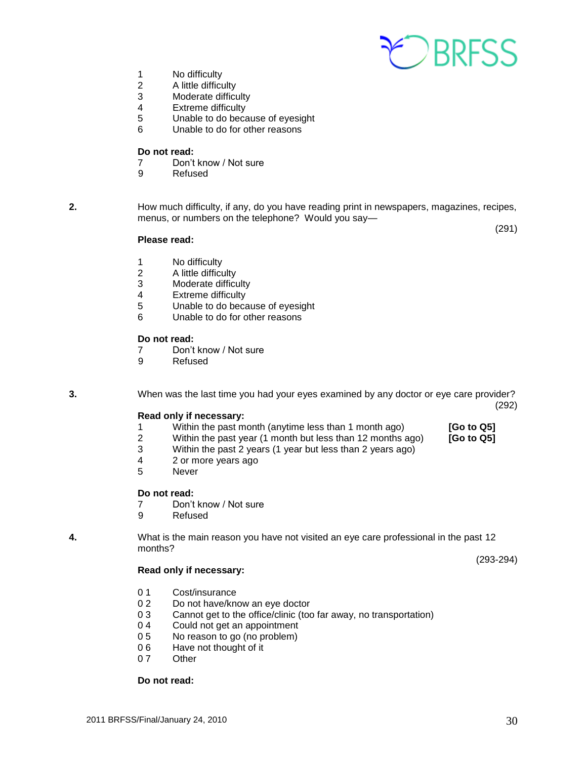1 No difficulty
2 A little difficulty
3 Moderate difficulty
4 Extreme difficulty
5 Unable to do because of eyesight
6 Unable to do for other reasons

**Do not read:**
7 Don't know / Not sure
9 Refused

**2.** How much difficulty, if any, do you have reading print in newspapers, magazines, recipes, menus, or numbers on the telephone? Would you say—

(291)

**Please read:**

1 No difficulty
2 A little difficulty
3 Moderate difficulty
4 Extreme difficulty
5 Unable to do because of eyesight
6 Unable to do for other reasons

**Do not read:**
7 Don't know / Not sure
9 Refused

**3.** When was the last time you had your eyes examined by any doctor or eye care provider?

(292)

**Read only if necessary:**
1 Within the past month (anytime less than 1 month ago) **[Go to Q5]**
2 Within the past year (1 month but less than 12 months ago) **[Go to Q5]**
3 Within the past 2 years (1 year but less than 2 years ago)
4 2 or more years ago
5 Never

**Do not read:**
7 Don't know / Not sure
9 Refused

**4.** What is the main reason you have not visited an eye care professional in the past 12 months?

(293-294)

**Read only if necessary:**

0 1 Cost/insurance
0 2 Do not have/know an eye doctor
0 3 Cannot get to the office/clinic (too far away, no transportation)
0 4 Could not get an appointment
0 5 No reason to go (no problem)
0 6 Have not thought of it
0 7 Other

**Do not read:**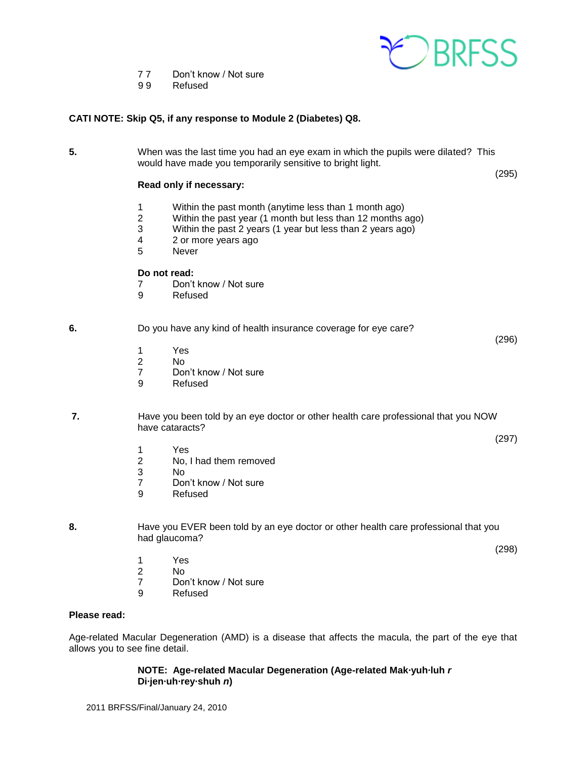7 7 Don't know / Not sure
9 9 Refused

**CATI NOTE: Skip Q5, if any response to Module 2 (Diabetes) Q8.**

**5.** When was the last time you had an eye exam in which the pupils were dilated? This would have made you temporarily sensitive to bright light.

(295)

**Read only if necessary:**

1 Within the past month (anytime less than 1 month ago)
2 Within the past year (1 month but less than 12 months ago)
3 Within the past 2 years (1 year but less than 2 years ago)
4 2 or more years ago
5 Never

**Do not read:**
7 Don't know / Not sure
9 Refused

**6.** Do you have any kind of health insurance coverage for eye care?

(296)

1 Yes
2 No
7 Don't know / Not sure
9 Refused

**7.** Have you been told by an eye doctor or other health care professional that you NOW have cataracts?

(297)

1 Yes
2 No, I had them removed
3 No
7 Don't know / Not sure
9 Refused

**8.** Have you EVER been told by an eye doctor or other health care professional that you had glaucoma?

(298)

1 Yes
2 No
7 Don't know / Not sure
9 Refused

**Please read:**

Age-related Macular Degeneration (AMD) is a disease that affects the macula, the part of the eye that allows you to see fine detail.

**NOTE: Age-related Macular Degeneration (Age-related Mak·yuh·luh *r* Di·jen·uh·rey·shuh *n*)**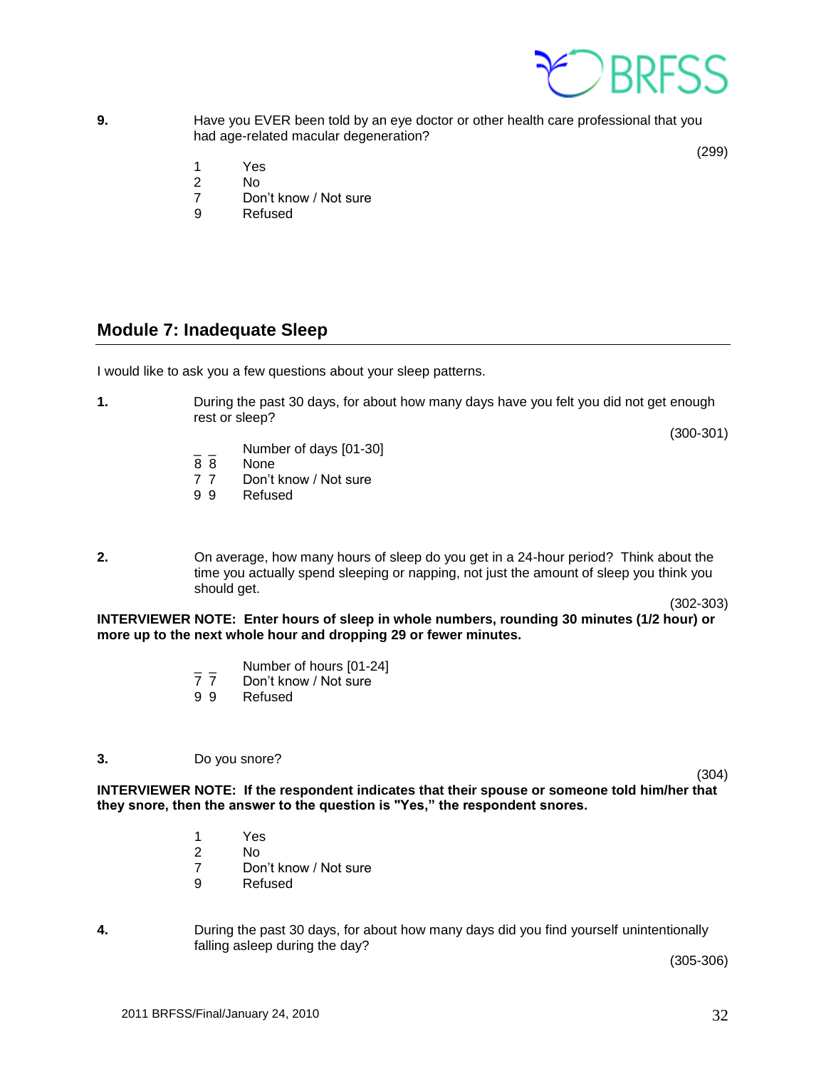**9.** Have you EVER been told by an eye doctor or other health care professional that you had age-related macular degeneration?

(299)

1 Yes
2 No
7 Don't know / Not sure
9 Refused

## Module 7: Inadequate Sleep

I would like to ask you a few questions about your sleep patterns.

**1.** During the past 30 days, for about how many days have you felt you did not get enough rest or sleep?

(300-301)

_ _ Number of days [01-30]
8 8 None
7 7 Don't know / Not sure
9 9 Refused

**2.** On average, how many hours of sleep do you get in a 24-hour period? Think about the time you actually spend sleeping or napping, not just the amount of sleep you think you should get.

(302-303)

**INTERVIEWER NOTE: Enter hours of sleep in whole numbers, rounding 30 minutes (1/2 hour) or more up to the next whole hour and dropping 29 or fewer minutes.**

_ _ Number of hours [01-24]
7 7 Don't know / Not sure
9 9 Refused

**3.** Do you snore?

(304)

**INTERVIEWER NOTE: If the respondent indicates that their spouse or someone told him/her that they snore, then the answer to the question is "Yes," the respondent snores.**

1 Yes
2 No
7 Don't know / Not sure
9 Refused

**4.** During the past 30 days, for about how many days did you find yourself unintentionally falling asleep during the day?

(305-306)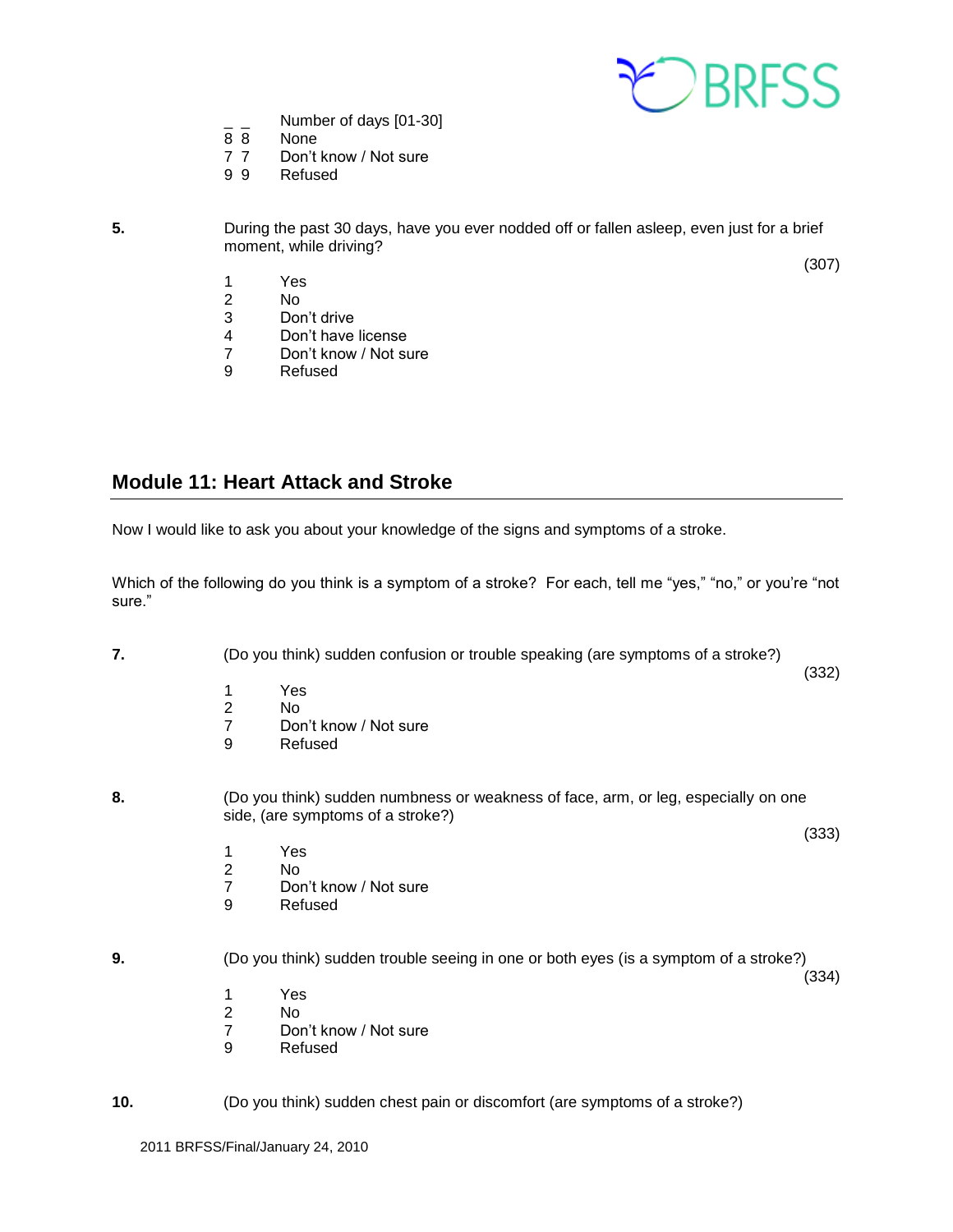_ _ Number of days [01-30]
8 8 None
7 7 Don't know / Not sure
9 9 Refused

**5.** During the past 30 days, have you ever nodded off or fallen asleep, even just for a brief moment, while driving?

(307)

1 Yes
2 No
3 Don't drive
4 Don't have license
7 Don't know / Not sure
9 Refused

## Module 11: Heart Attack and Stroke

Now I would like to ask you about your knowledge of the signs and symptoms of a stroke.

Which of the following do you think is a symptom of a stroke? For each, tell me "yes," "no," or you're "not sure."

**7.** (Do you think) sudden confusion or trouble speaking (are symptoms of a stroke?)

(332)

1 Yes
2 No
7 Don't know / Not sure
9 Refused

**8.** (Do you think) sudden numbness or weakness of face, arm, or leg, especially on one side, (are symptoms of a stroke?)

(333)

1 Yes
2 No
7 Don't know / Not sure
9 Refused

**9.** (Do you think) sudden trouble seeing in one or both eyes (is a symptom of a stroke?)

(334)

1 Yes
2 No
7 Don't know / Not sure
9 Refused

**10.** (Do you think) sudden chest pain or discomfort (are symptoms of a stroke?)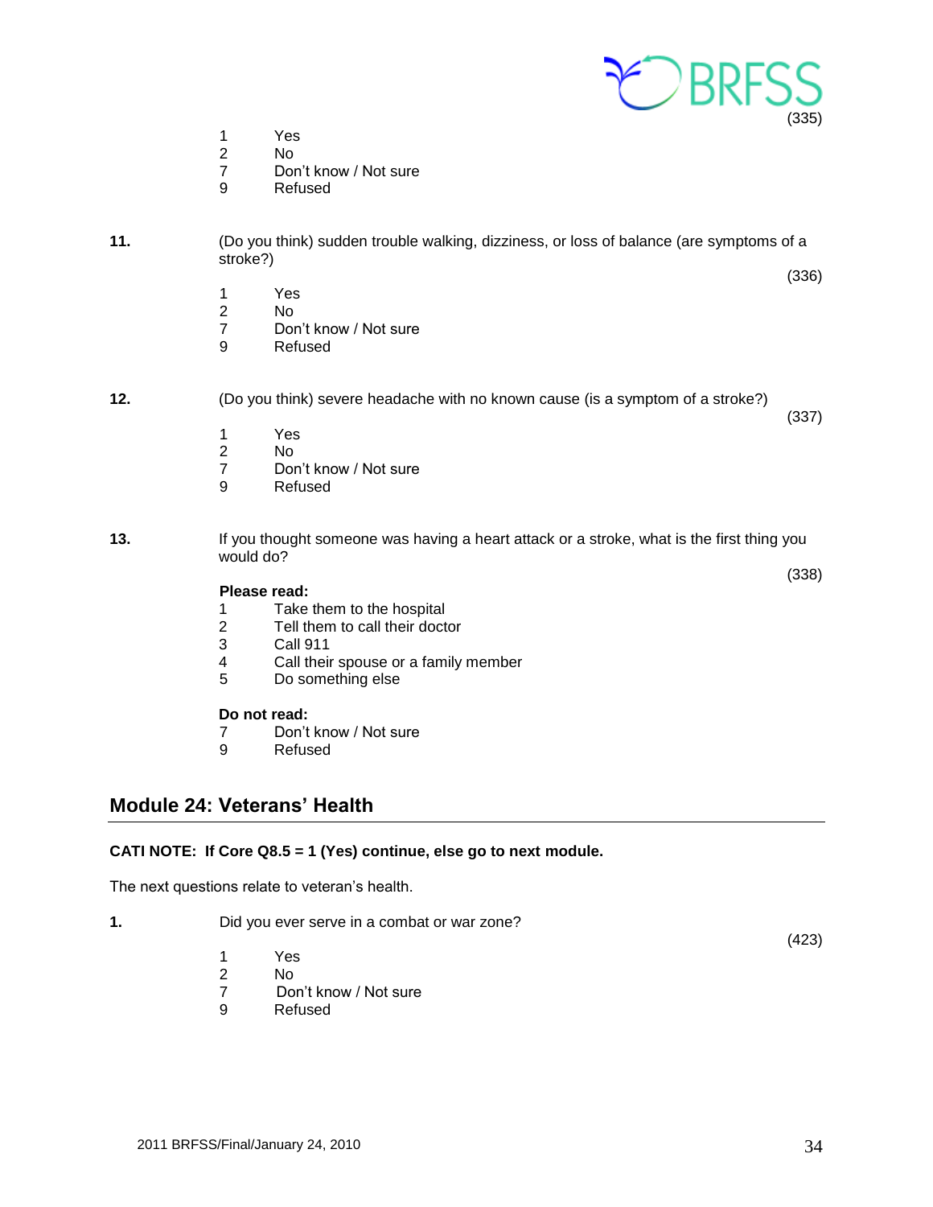(335)

1 Yes
2 No
7 Don't know / Not sure
9 Refused

**11.** (Do you think) sudden trouble walking, dizziness, or loss of balance (are symptoms of a stroke?)

(336)

1 Yes
2 No
7 Don't know / Not sure
9 Refused

**12.** (Do you think) severe headache with no known cause (is a symptom of a stroke?)

(337)

1 Yes
2 No
7 Don't know / Not sure
9 Refused

**13.** If you thought someone was having a heart attack or a stroke, what is the first thing you would do?

(338)

**Please read:**
1 Take them to the hospital
2 Tell them to call their doctor
3 Call 911
4 Call their spouse or a family member
5 Do something else

**Do not read:**
7 Don't know / Not sure
9 Refused

## Module 24: Veterans' Health

**CATI NOTE: If Core Q8.5 = 1 (Yes) continue, else go to next module.**

The next questions relate to veteran's health.

**1.** Did you ever serve in a combat or war zone?

(423)

1 Yes
2 No
7 Don't know / Not sure
9 Refused

2011 BRFSS/Final/January 24, 2010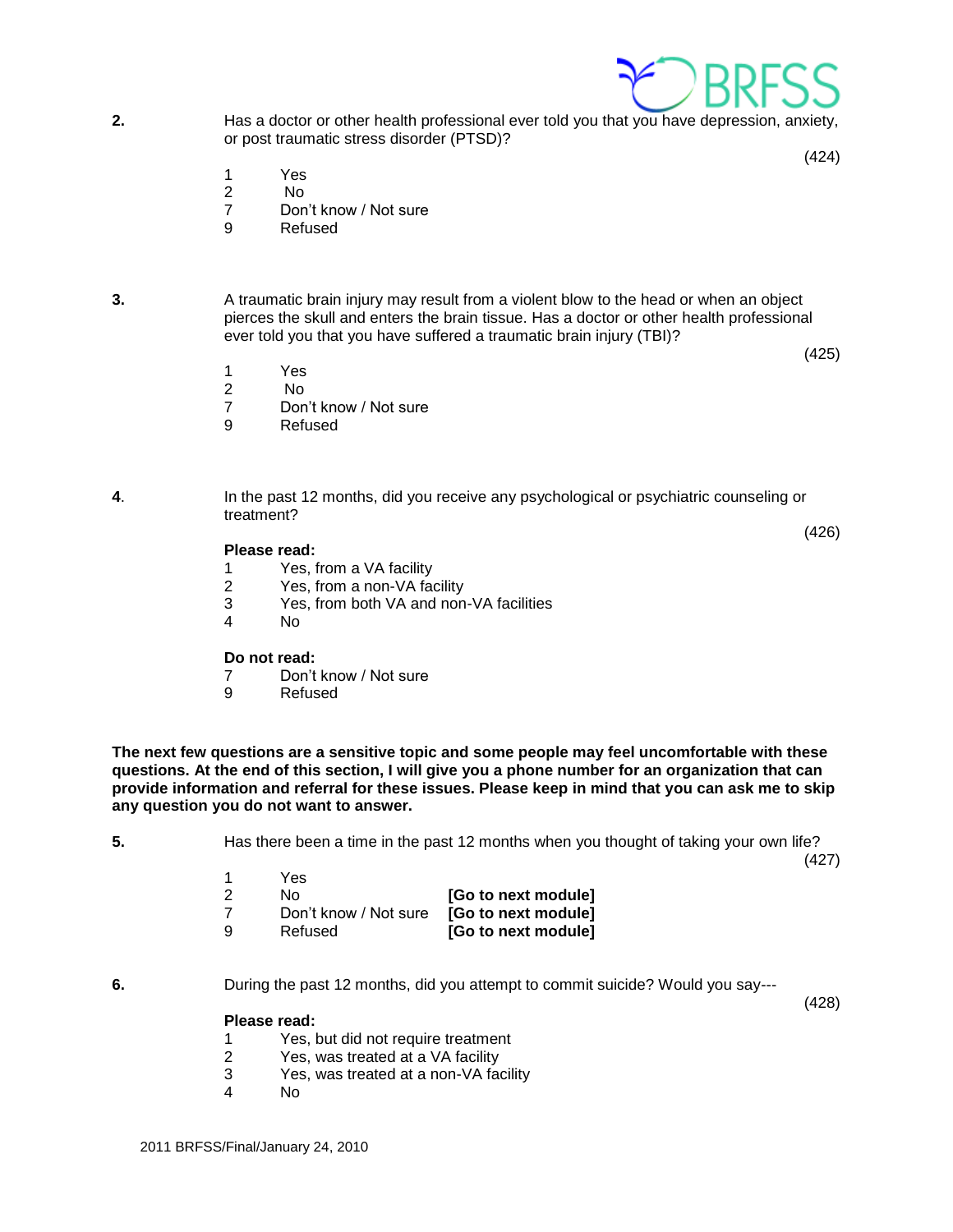**2.** Has a doctor or other health professional ever told you that you have depression, anxiety, or post traumatic stress disorder (PTSD)?

(424)

1 Yes
2 No
7 Don't know / Not sure
9 Refused

**3.** A traumatic brain injury may result from a violent blow to the head or when an object pierces the skull and enters the brain tissue. Has a doctor or other health professional ever told you that you have suffered a traumatic brain injury (TBI)?

(425)

1 Yes
2 No
7 Don't know / Not sure
9 Refused

**4.** In the past 12 months, did you receive any psychological or psychiatric counseling or treatment?

(426)

**Please read:**

1 Yes, from a VA facility
2 Yes, from a non-VA facility
3 Yes, from both VA and non-VA facilities
4 No

**Do not read:**

7 Don't know / Not sure
9 Refused

**The next few questions are a sensitive topic and some people may feel uncomfortable with these questions. At the end of this section, I will give you a phone number for an organization that can provide information and referral for these issues. Please keep in mind that you can ask me to skip any question you do not want to answer.**

**5.** Has there been a time in the past 12 months when you thought of taking your own life?

(427)

1 Yes
2 No **[Go to next module]**
7 Don't know / Not sure **[Go to next module]**
9 Refused **[Go to next module]**

**6.** During the past 12 months, did you attempt to commit suicide? Would you say---

(428)

**Please read:**

1 Yes, but did not require treatment
2 Yes, was treated at a VA facility
3 Yes, was treated at a non-VA facility
4 No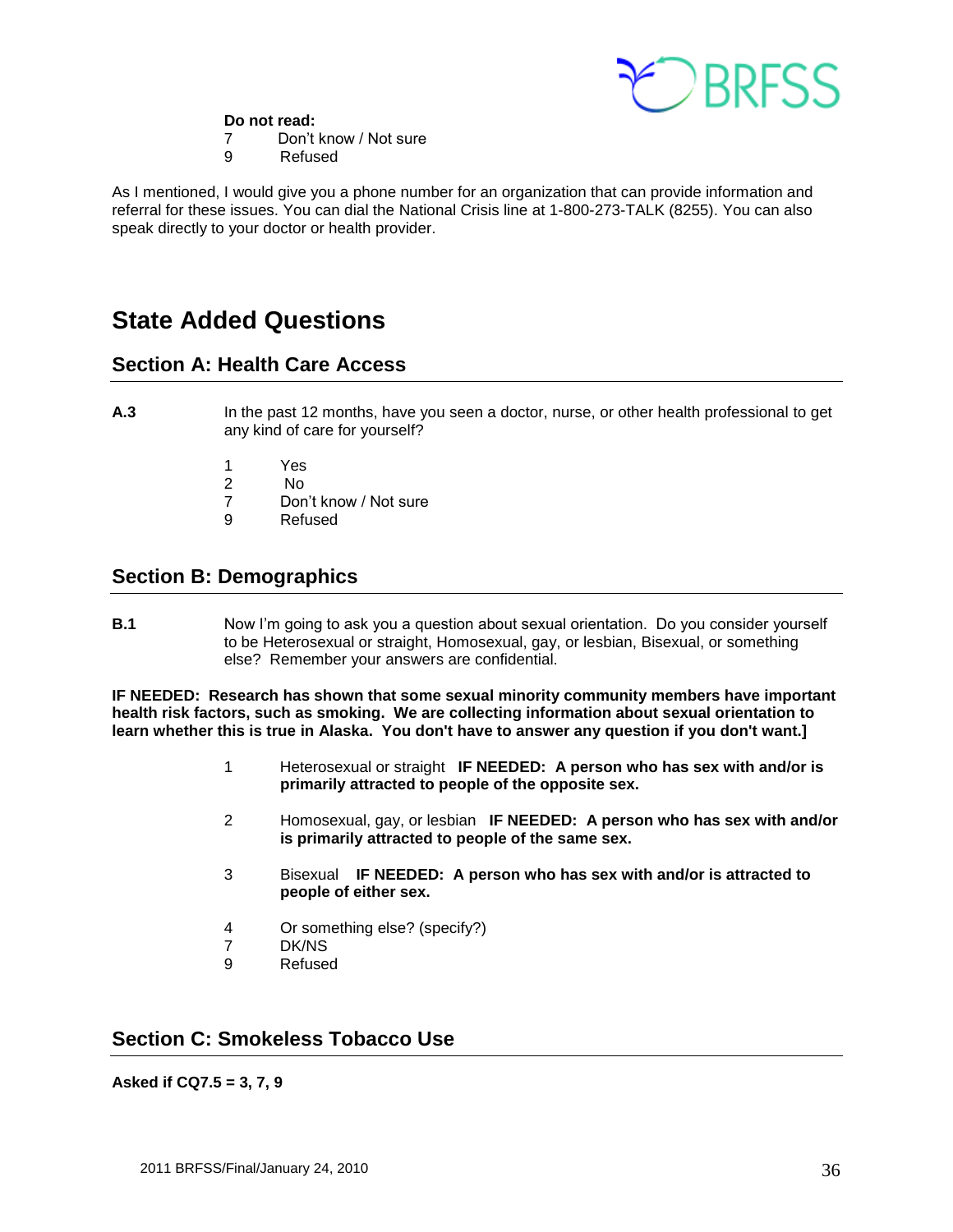**Do not read:**

7 Don't know / Not sure
9 Refused

As I mentioned, I would give you a phone number for an organization that can provide information and referral for these issues. You can dial the National Crisis line at 1-800-273-TALK (8255). You can also speak directly to your doctor or health provider.

# State Added Questions

## Section A: Health Care Access

**A.3** In the past 12 months, have you seen a doctor, nurse, or other health professional to get any kind of care for yourself?

1 Yes
2 No
7 Don't know / Not sure
9 Refused

## Section B: Demographics

**B.1** Now I'm going to ask you a question about sexual orientation. Do you consider yourself to be Heterosexual or straight, Homosexual, gay, or lesbian, Bisexual, or something else? Remember your answers are confidential.

**IF NEEDED: Research has shown that some sexual minority community members have important health risk factors, such as smoking. We are collecting information about sexual orientation to learn whether this is true in Alaska. You don't have to answer any question if you don't want.]**

1 Heterosexual or straight **IF NEEDED: A person who has sex with and/or is primarily attracted to people of the opposite sex.**

2 Homosexual, gay, or lesbian **IF NEEDED: A person who has sex with and/or is primarily attracted to people of the same sex.**

3 Bisexual **IF NEEDED: A person who has sex with and/or is attracted to people of either sex.**

4 Or something else? (specify?)
7 DK/NS
9 Refused

## Section C: Smokeless Tobacco Use

**Asked if CQ7.5 = 3, 7, 9**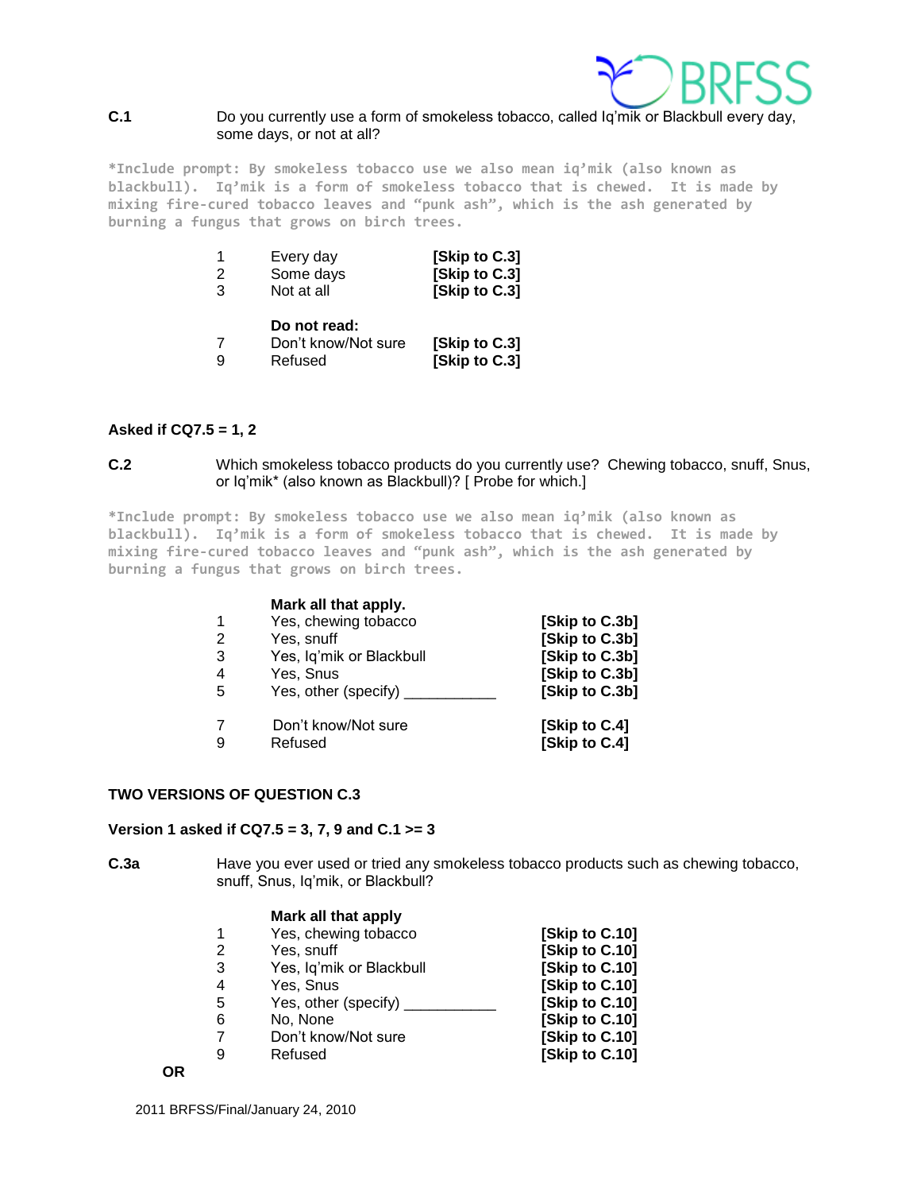**C.1** Do you currently use a form of smokeless tobacco, called Iq'mik or Blackbull every day, some days, or not at all?

*Include prompt: By smokeless tobacco use we also mean iq'mik (also known as blackbull). Iq'mik is a form of smokeless tobacco that is chewed. It is made by mixing fire-cured tobacco leaves and "punk ash", which is the ash generated by burning a fungus that grows on birch trees.

| | | |
|---|---|---|
| 1 | Every day | [Skip to C.3] |
| 2 | Some days | [Skip to C.3] |
| 3 | Not at all | [Skip to C.3] |
| | **Do not read:** | |
| 7 | Don't know/Not sure | [Skip to C.3] |
| 9 | Refused | [Skip to C.3] |

**Asked if CQ7.5 = 1, 2**

**C.2** Which smokeless tobacco products do you currently use? Chewing tobacco, snuff, Snus, or Iq'mik* (also known as Blackbull)? [ Probe for which.]

*Include prompt: By smokeless tobacco use we also mean iq'mik (also known as blackbull). Iq'mik is a form of smokeless tobacco that is chewed. It is made by mixing fire-cured tobacco leaves and "punk ash", which is the ash generated by burning a fungus that grows on birch trees.

| | **Mark all that apply.** | |
|---|---|---|
| 1 | Yes, chewing tobacco | [Skip to C.3b] |
| 2 | Yes, snuff | [Skip to C.3b] |
| 3 | Yes, Iq'mik or Blackbull | [Skip to C.3b] |
| 4 | Yes, Snus | [Skip to C.3b] |
| 5 | Yes, other (specify) ___________ | [Skip to C.3b] |
| 7 | Don't know/Not sure | [Skip to C.4] |
| 9 | Refused | [Skip to C.4] |

**TWO VERSIONS OF QUESTION C.3**

**Version 1 asked if CQ7.5 = 3, 7, 9 and C.1 >= 3**

**C.3a** Have you ever used or tried any smokeless tobacco products such as chewing tobacco, snuff, Snus, Iq'mik, or Blackbull?

| | **Mark all that apply** | |
|---|---|---|
| 1 | Yes, chewing tobacco | [Skip to C.10] |
| 2 | Yes, snuff | [Skip to C.10] |
| 3 | Yes, Iq'mik or Blackbull | [Skip to C.10] |
| 4 | Yes, Snus | [Skip to C.10] |
| 5 | Yes, other (specify) ___________ | [Skip to C.10] |
| 6 | No, None | [Skip to C.10] |
| 7 | Don't know/Not sure | [Skip to C.10] |
| 9 | Refused | [Skip to C.10] |

**OR**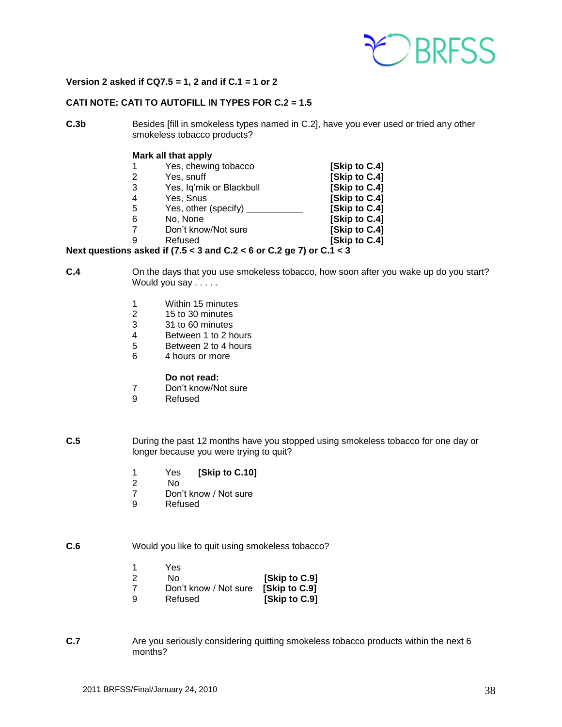**Version 2 asked if CQ7.5 = 1, 2 and if C.1 = 1 or 2**

**CATI NOTE: CATI TO AUTOFILL IN TYPES FOR C.2 = 1.5**

**C.3b** Besides [fill in smokeless types named in C.2], have you ever used or tried any other smokeless tobacco products?

**Mark all that apply**

| | | |
|---|---|---|
| 1 | Yes, chewing tobacco | **[Skip to C.4]** |
| 2 | Yes, snuff | **[Skip to C.4]** |
| 3 | Yes, Iq'mik or Blackbull | **[Skip to C.4]** |
| 4 | Yes, Snus | **[Skip to C.4]** |
| 5 | Yes, other (specify) ___________ | **[Skip to C.4]** |
| 6 | No, None | **[Skip to C.4]** |
| 7 | Don't know/Not sure | **[Skip to C.4]** |
| 9 | Refused | **[Skip to C.4]** |

**Next questions asked if (7.5 < 3 and C.2 < 6 or C.2 ge 7) or C.1 < 3**

**C.4** On the days that you use smokeless tobacco, how soon after you wake up do you start? Would you say . . . . .

1 Within 15 minutes
2 15 to 30 minutes
3 31 to 60 minutes
4 Between 1 to 2 hours
5 Between 2 to 4 hours
6 4 hours or more

**Do not read:**
7 Don't know/Not sure
9 Refused

**C.5** During the past 12 months have you stopped using smokeless tobacco for one day or longer because you were trying to quit?

1 Yes **[Skip to C.10]**
2 No
7 Don't know / Not sure
9 Refused

**C.6** Would you like to quit using smokeless tobacco?

| | | |
|---|---|---|
| 1 | Yes | |
| 2 | No | **[Skip to C.9]** |
| 7 | Don't know / Not sure | **[Skip to C.9]** |
| 9 | Refused | **[Skip to C.9]** |

**C.7** Are you seriously considering quitting smokeless tobacco products within the next 6 months?

2011 BRFSS/Final/January 24, 2010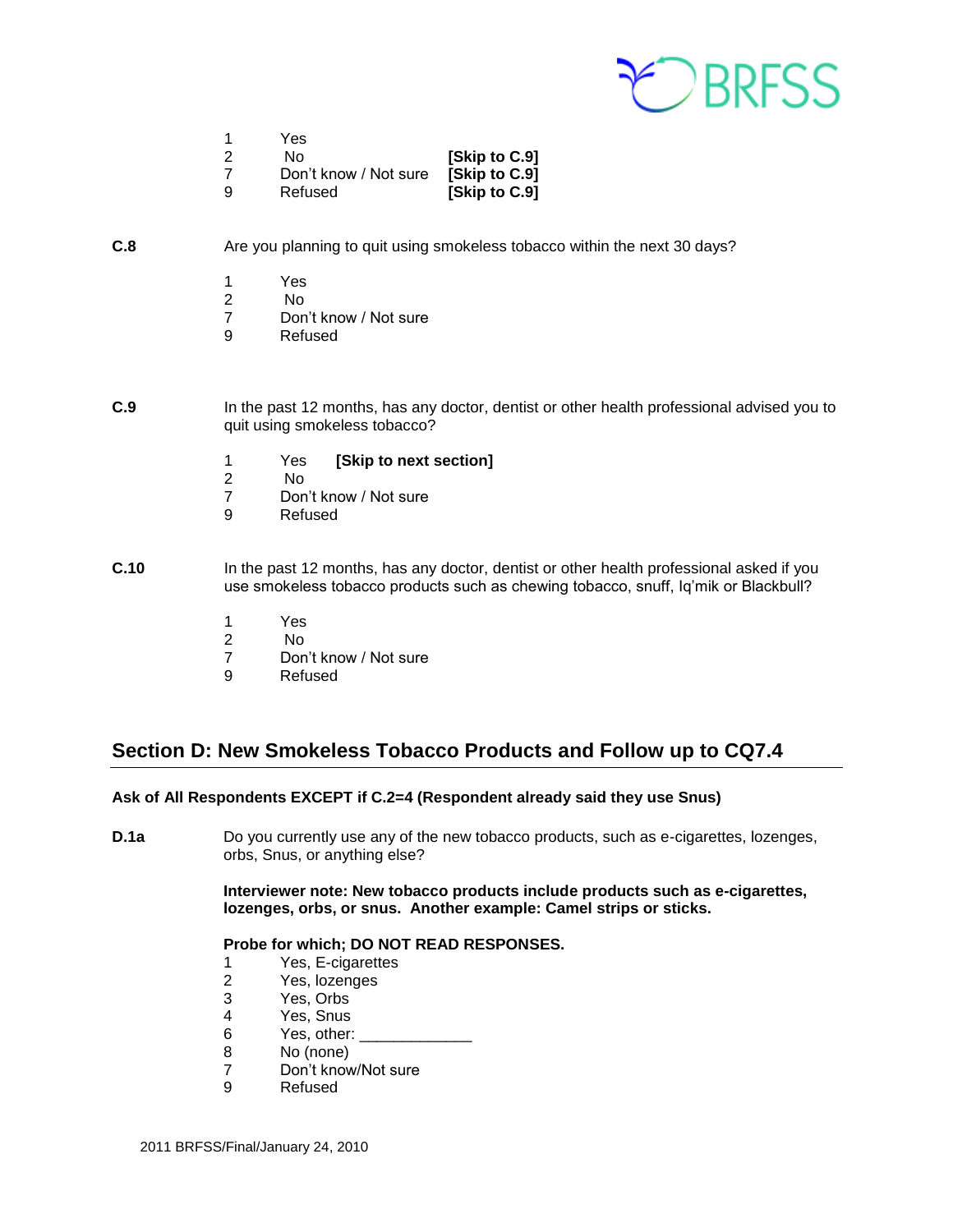1 Yes
2 No **[Skip to C.9]**
7 Don't know / Not sure **[Skip to C.9]**
9 Refused **[Skip to C.9]**

**C.8** Are you planning to quit using smokeless tobacco within the next 30 days?

1 Yes
2 No
7 Don't know / Not sure
9 Refused

**C.9** In the past 12 months, has any doctor, dentist or other health professional advised you to quit using smokeless tobacco?

1 Yes **[Skip to next section]**
2 No
7 Don't know / Not sure
9 Refused

**C.10** In the past 12 months, has any doctor, dentist or other health professional asked if you use smokeless tobacco products such as chewing tobacco, snuff, Iq'mik or Blackbull?

1 Yes
2 No
7 Don't know / Not sure
9 Refused

## Section D: New Smokeless Tobacco Products and Follow up to CQ7.4

**Ask of All Respondents EXCEPT if C.2=4 (Respondent already said they use Snus)**

**D.1a** Do you currently use any of the new tobacco products, such as e-cigarettes, lozenges, orbs, Snus, or anything else?

**Interviewer note: New tobacco products include products such as e-cigarettes, lozenges, orbs, or snus. Another example: Camel strips or sticks.**

**Probe for which; DO NOT READ RESPONSES.**

1 Yes, E-cigarettes
2 Yes, lozenges
3 Yes, Orbs
4 Yes, Snus
6 Yes, other: _____________
8 No (none)
7 Don't know/Not sure
9 Refused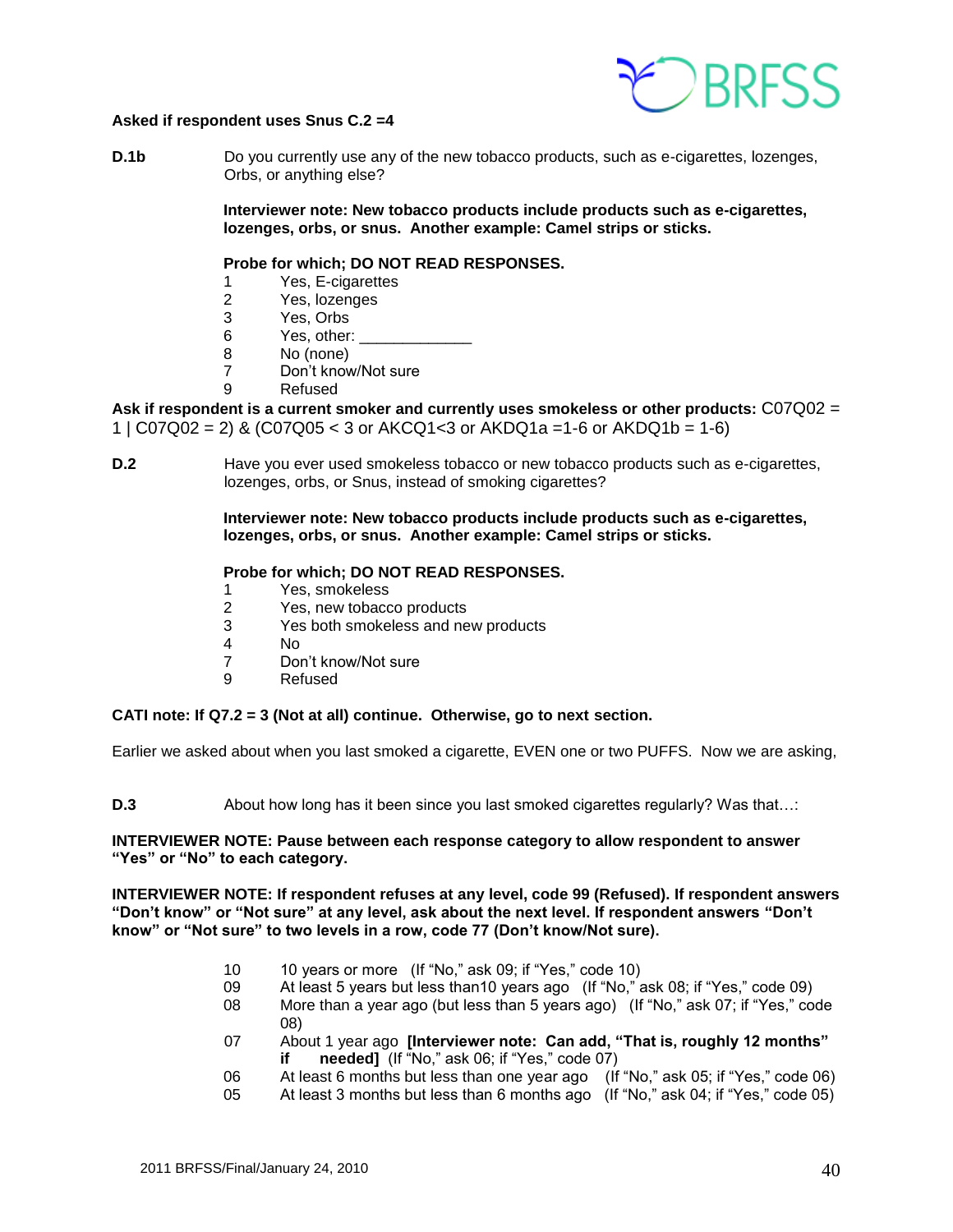**Asked if respondent uses Snus C.2 =4**

**D.1b** Do you currently use any of the new tobacco products, such as e-cigarettes, lozenges, Orbs, or anything else?

**Interviewer note: New tobacco products include products such as e-cigarettes, lozenges, orbs, or snus. Another example: Camel strips or sticks.**

**Probe for which; DO NOT READ RESPONSES.**

1 Yes, E-cigarettes
2 Yes, lozenges
3 Yes, Orbs
6 Yes, other: _____________
8 No (none)
7 Don't know/Not sure
9 Refused

**Ask if respondent is a current smoker and currently uses smokeless or other products:** C07Q02 = 1 | C07Q02 = 2) & (C07Q05 < 3 or AKCQ1<3 or AKDQ1a =1-6 or AKDQ1b = 1-6)

**D.2** Have you ever used smokeless tobacco or new tobacco products such as e-cigarettes, lozenges, orbs, or Snus, instead of smoking cigarettes?

**Interviewer note: New tobacco products include products such as e-cigarettes, lozenges, orbs, or snus. Another example: Camel strips or sticks.**

**Probe for which; DO NOT READ RESPONSES.**

1 Yes, smokeless
2 Yes, new tobacco products
3 Yes both smokeless and new products
4 No
7 Don't know/Not sure
9 Refused

**CATI note: If Q7.2 = 3 (Not at all) continue. Otherwise, go to next section.**

Earlier we asked about when you last smoked a cigarette, EVEN one or two PUFFS. Now we are asking,

**D.3** About how long has it been since you last smoked cigarettes regularly? Was that…:

**INTERVIEWER NOTE: Pause between each response category to allow respondent to answer "Yes" or "No" to each category.**

**INTERVIEWER NOTE: If respondent refuses at any level, code 99 (Refused). If respondent answers "Don't know" or "Not sure" at any level, ask about the next level. If respondent answers "Don't know" or "Not sure" to two levels in a row, code 77 (Don't know/Not sure).**

10 10 years or more (If "No," ask 09; if "Yes," code 10)
09 At least 5 years but less than10 years ago (If "No," ask 08; if "Yes," code 09)
08 More than a year ago (but less than 5 years ago) (If "No," ask 07; if "Yes," code 08)
07 About 1 year ago **[Interviewer note: Can add, "That is, roughly 12 months" if needed]** (If "No," ask 06; if "Yes," code 07)
06 At least 6 months but less than one year ago (If "No," ask 05; if "Yes," code 06)
05 At least 3 months but less than 6 months ago (If "No," ask 04; if "Yes," code 05)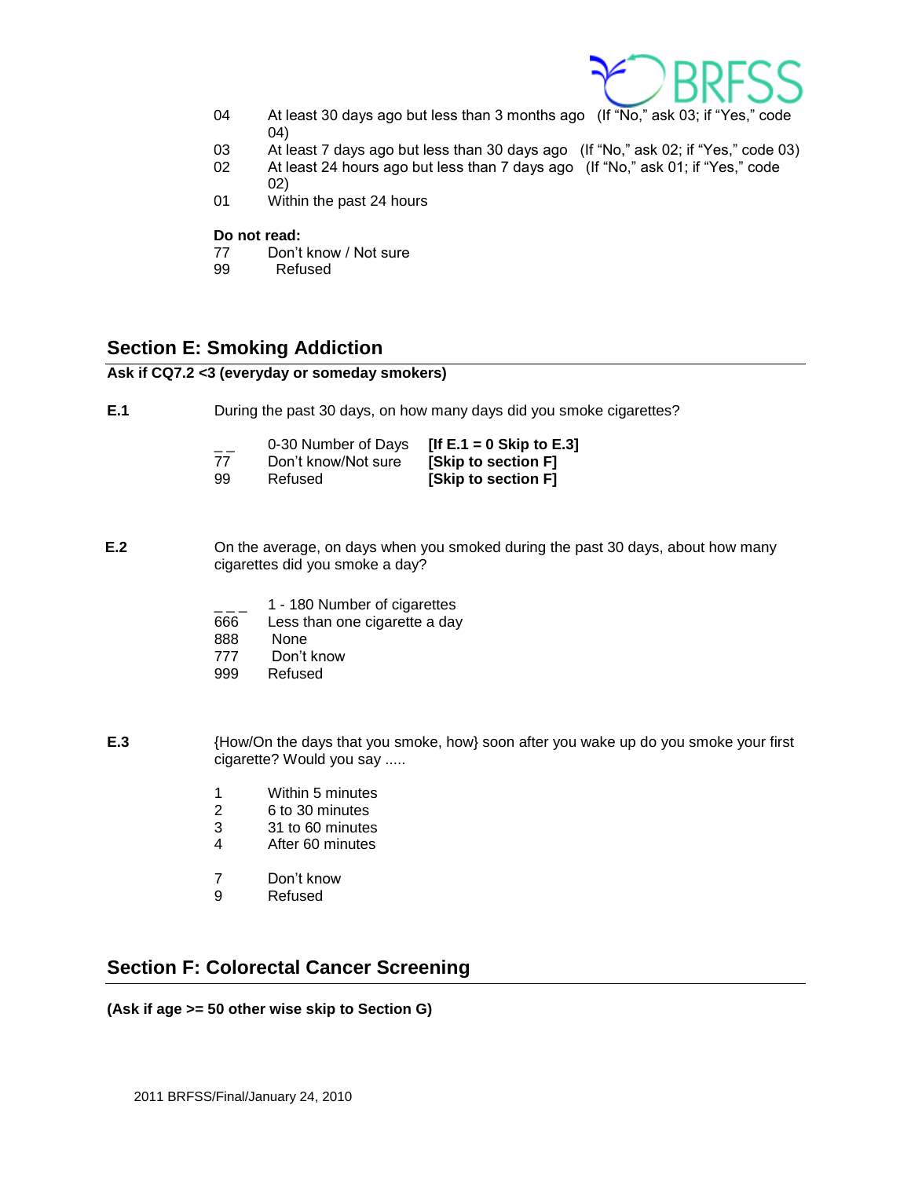04 At least 30 days ago but less than 3 months ago (If "No," ask 03; if "Yes," code 04)
03 At least 7 days ago but less than 30 days ago (If "No," ask 02; if "Yes," code 03)
02 At least 24 hours ago but less than 7 days ago (If "No," ask 01; if "Yes," code 02)
01 Within the past 24 hours

**Do not read:**
77 Don't know / Not sure
99 Refused

## Section E: Smoking Addiction

**Ask if CQ7.2 <3 (everyday or someday smokers)**

**E.1** During the past 30 days, on how many days did you smoke cigarettes?

_ _ 0-30 Number of Days **[If E.1 = 0 Skip to E.3]**
77 Don't know/Not sure **[Skip to section F]**
99 Refused **[Skip to section F]**

**E.2** On the average, on days when you smoked during the past 30 days, about how many cigarettes did you smoke a day?

_ _ _ 1 - 180 Number of cigarettes
666 Less than one cigarette a day
888 None
777 Don't know
999 Refused

**E.3** {How/On the days that you smoke, how} soon after you wake up do you smoke your first cigarette? Would you say .....

1 Within 5 minutes
2 6 to 30 minutes
3 31 to 60 minutes
4 After 60 minutes

7 Don't know
9 Refused

## Section F: Colorectal Cancer Screening

**(Ask if age >= 50 other wise skip to Section G)**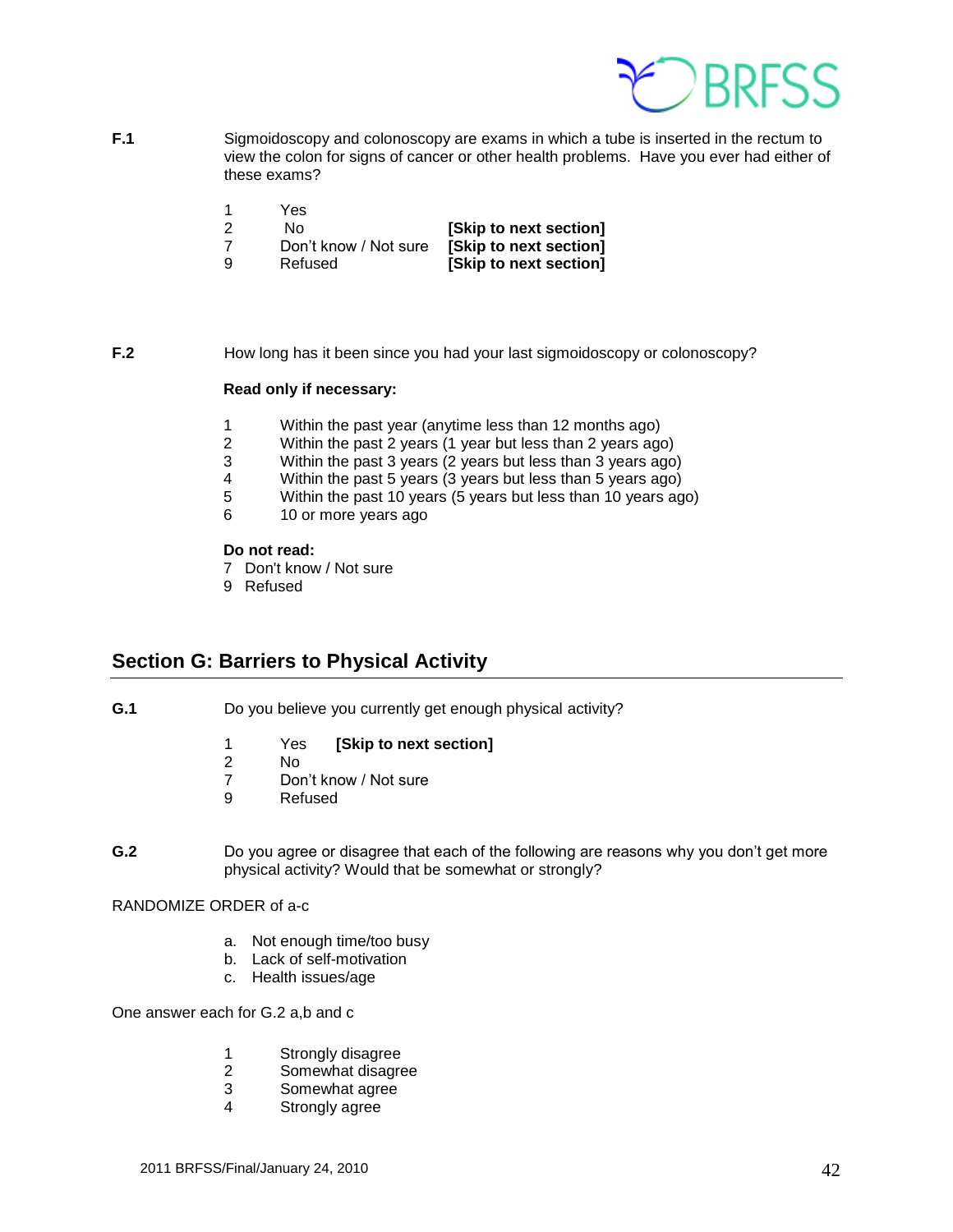**F.1** Sigmoidoscopy and colonoscopy are exams in which a tube is inserted in the rectum to view the colon for signs of cancer or other health problems. Have you ever had either of these exams?

1 Yes
2 No **[Skip to next section]**
7 Don't know / Not sure **[Skip to next section]**
9 Refused **[Skip to next section]**

**F.2** How long has it been since you had your last sigmoidoscopy or colonoscopy?

**Read only if necessary:**

1 Within the past year (anytime less than 12 months ago)
2 Within the past 2 years (1 year but less than 2 years ago)
3 Within the past 3 years (2 years but less than 3 years ago)
4 Within the past 5 years (3 years but less than 5 years ago)
5 Within the past 10 years (5 years but less than 10 years ago)
6 10 or more years ago

**Do not read:**
7 Don't know / Not sure
9 Refused

## Section G: Barriers to Physical Activity

**G.1** Do you believe you currently get enough physical activity?

1 Yes **[Skip to next section]**
2 No
7 Don't know / Not sure
9 Refused

**G.2** Do you agree or disagree that each of the following are reasons why you don't get more physical activity? Would that be somewhat or strongly?

RANDOMIZE ORDER of a-c

a. Not enough time/too busy
b. Lack of self-motivation
c. Health issues/age

One answer each for G.2 a,b and c

1 Strongly disagree
2 Somewhat disagree
3 Somewhat agree
4 Strongly agree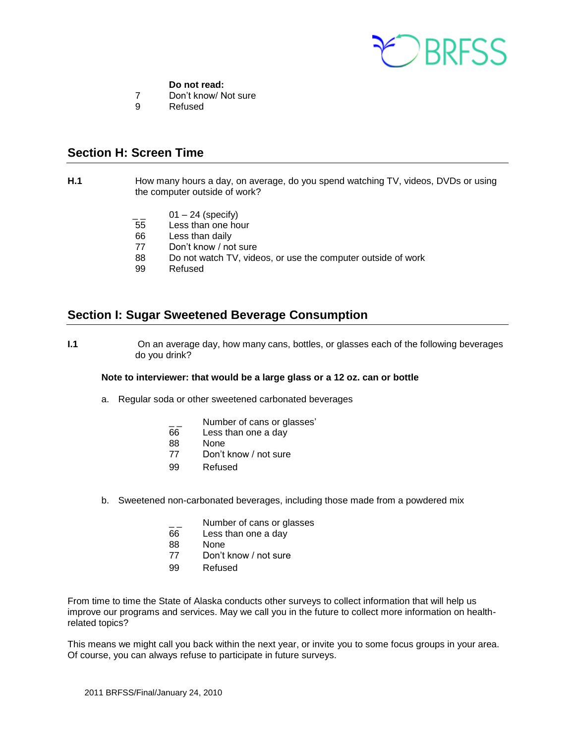**Do not read:**

7 Don't know/ Not sure
9 Refused

## Section H: Screen Time

**H.1** How many hours a day, on average, do you spend watching TV, videos, DVDs or using the computer outside of work?

_ _ 01 – 24 (specify)
55 Less than one hour
66 Less than daily
77 Don't know / not sure
88 Do not watch TV, videos, or use the computer outside of work
99 Refused

## Section I: Sugar Sweetened Beverage Consumption

**I.1** On an average day, how many cans, bottles, or glasses each of the following beverages do you drink?

**Note to interviewer: that would be a large glass or a 12 oz. can or bottle**

a. Regular soda or other sweetened carbonated beverages

_ _ Number of cans or glasses'
66 Less than one a day
88 None
77 Don't know / not sure
99 Refused

b. Sweetened non-carbonated beverages, including those made from a powdered mix

_ _ Number of cans or glasses
66 Less than one a day
88 None
77 Don't know / not sure
99 Refused

From time to time the State of Alaska conducts other surveys to collect information that will help us improve our programs and services. May we call you in the future to collect more information on health-related topics?

This means we might call you back within the next year, or invite you to some focus groups in your area. Of course, you can always refuse to participate in future surveys.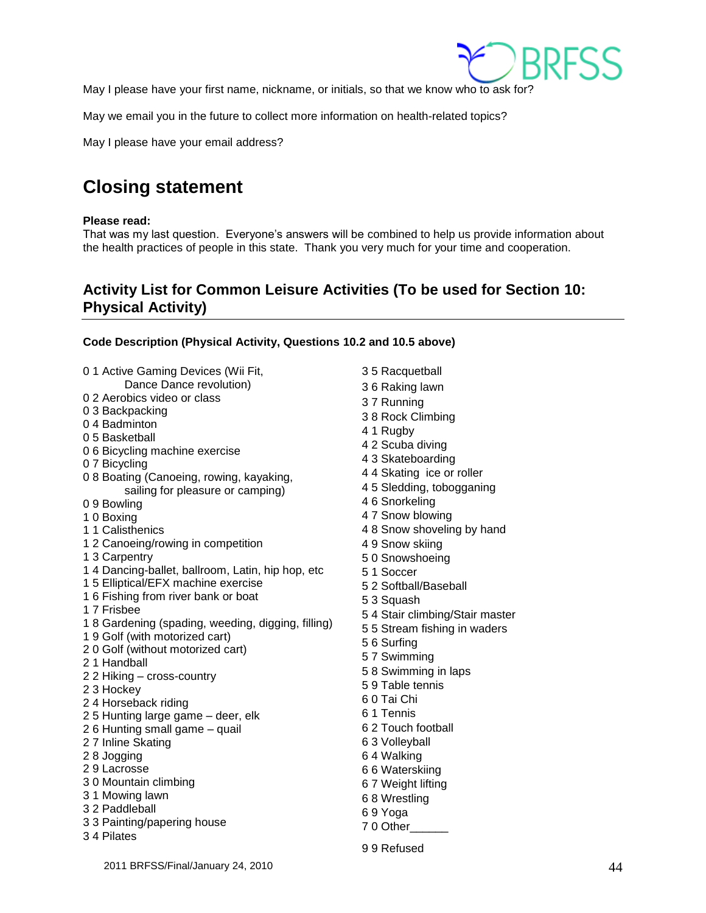May I please have your first name, nickname, or initials, so that we know who to ask for?

May we email you in the future to collect more information on health-related topics?

May I please have your email address?

## Closing statement

**Please read:**
That was my last question. Everyone's answers will be combined to help us provide information about the health practices of people in this state. Thank you very much for your time and cooperation.

### Activity List for Common Leisure Activities (To be used for Section 10: Physical Activity)

**Code Description (Physical Activity, Questions 10.2 and 10.5 above)**

0 1 Active Gaming Devices (Wii Fit, Dance Dance revolution)
0 2 Aerobics video or class
0 3 Backpacking
0 4 Badminton
0 5 Basketball
0 6 Bicycling machine exercise
0 7 Bicycling
0 8 Boating (Canoeing, rowing, kayaking, sailing for pleasure or camping)
0 9 Bowling
1 0 Boxing
1 1 Calisthenics
1 2 Canoeing/rowing in competition
1 3 Carpentry
1 4 Dancing-ballet, ballroom, Latin, hip hop, etc
1 5 Elliptical/EFX machine exercise
1 6 Fishing from river bank or boat
1 7 Frisbee
1 8 Gardening (spading, weeding, digging, filling)
1 9 Golf (with motorized cart)
2 0 Golf (without motorized cart)
2 1 Handball
2 2 Hiking – cross-country
2 3 Hockey
2 4 Horseback riding
2 5 Hunting large game – deer, elk
2 6 Hunting small game – quail
2 7 Inline Skating
2 8 Jogging
2 9 Lacrosse
3 0 Mountain climbing
3 1 Mowing lawn
3 2 Paddleball
3 3 Painting/papering house
3 4 Pilates
3 5 Racquetball
3 6 Raking lawn
3 7 Running
3 8 Rock Climbing
4 1 Rugby
4 2 Scuba diving
4 3 Skateboarding
4 4 Skating ice or roller
4 5 Sledding, tobogganing
4 6 Snorkeling
4 7 Snow blowing
4 8 Snow shoveling by hand
4 9 Snow skiing
5 0 Snowshoeing
5 1 Soccer
5 2 Softball/Baseball
5 3 Squash
5 4 Stair climbing/Stair master
5 5 Stream fishing in waders
5 6 Surfing
5 7 Swimming
5 8 Swimming in laps
5 9 Table tennis
6 0 Tai Chi
6 1 Tennis
6 2 Touch football
6 3 Volleyball
6 4 Walking
6 6 Waterskiing
6 7 Weight lifting
6 8 Wrestling
6 9 Yoga
7 0 Other______
9 9 Refused

2011 BRFSS/Final/January 24, 2010